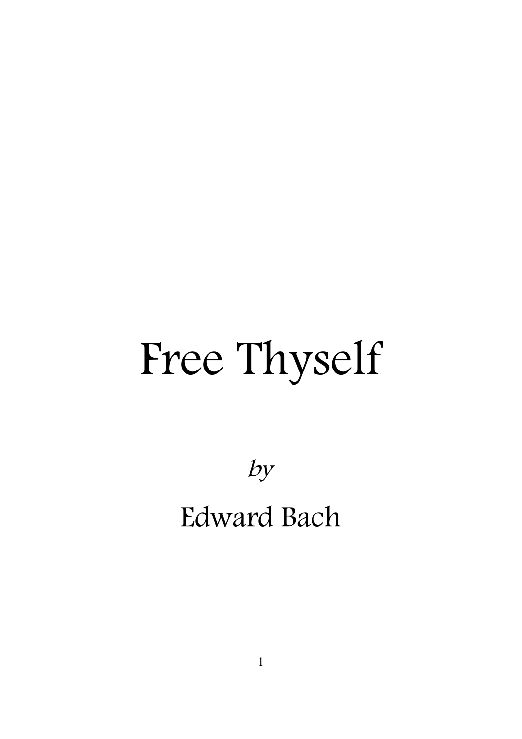# Free Thyself

*by*

Edward Bach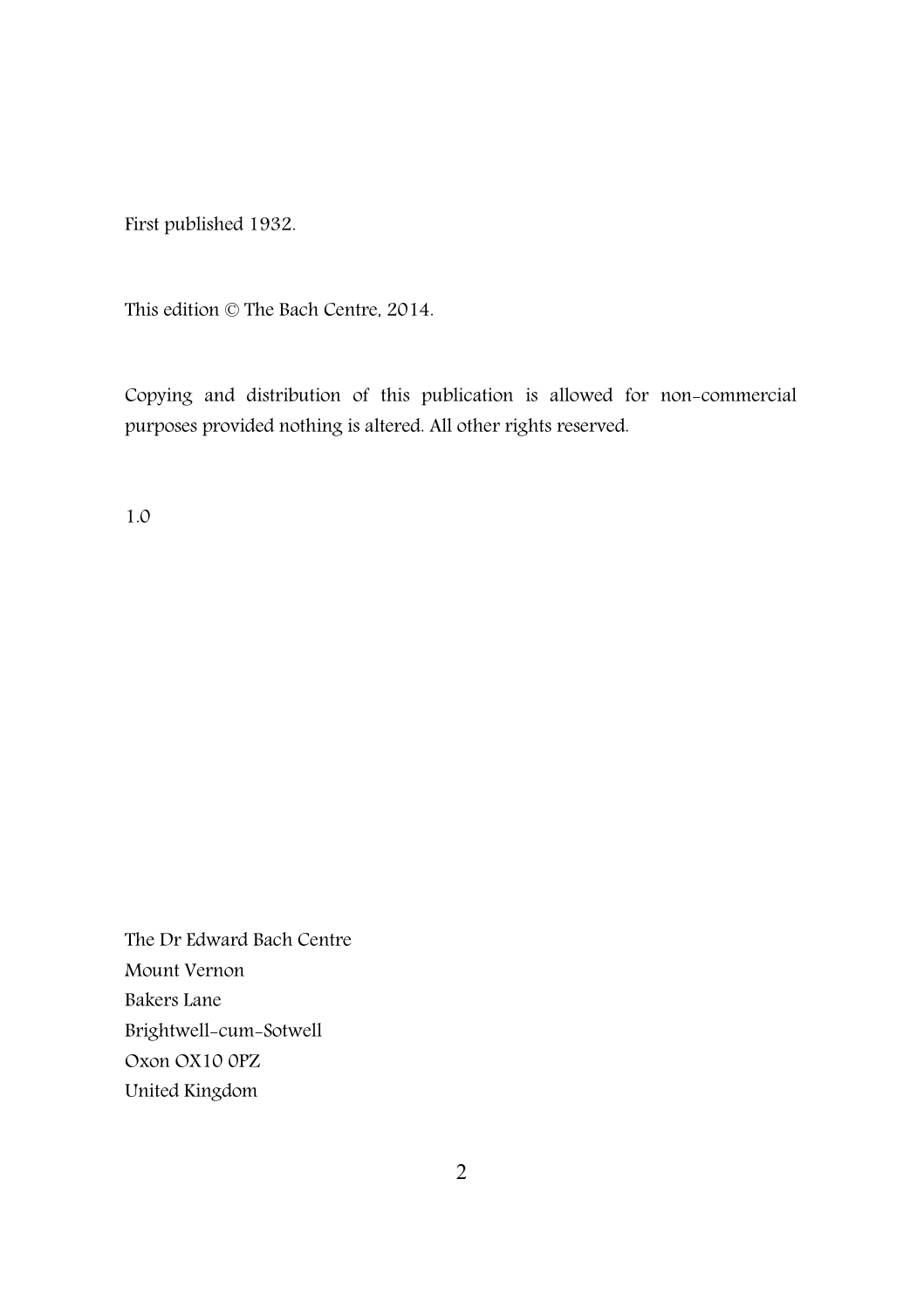First published 1932.

This edition © The Bach Centre, 2014.

Copying and distribution of this publication is allowed for non-commercial purposes provided nothing is altered. All other rights reserved.

1.0

The Dr Edward Bach Centre
Mount Vernon
Bakers Lane
Brightwell-cum-Sotwell
Oxon OX10 0PZ
United Kingdom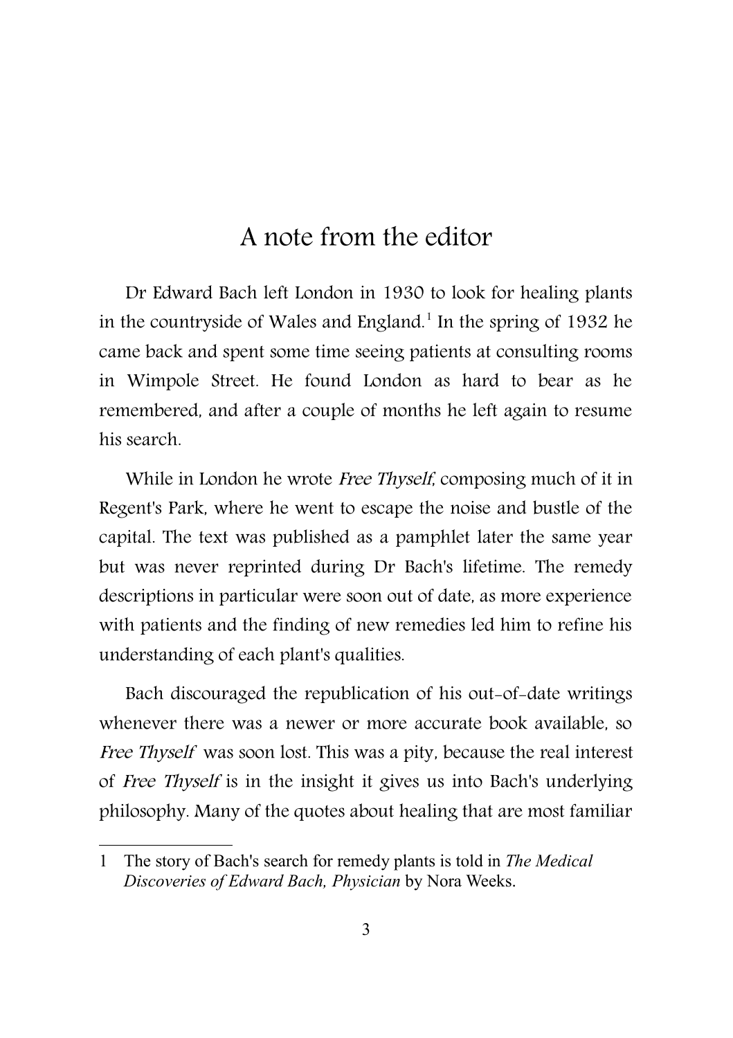# A note from the editor

Dr Edward Bach left London in 1930 to look for healing plants in the countryside of Wales and England.[1] In the spring of 1932 he came back and spent some time seeing patients at consulting rooms in Wimpole Street. He found London as hard to bear as he remembered, and after a couple of months he left again to resume his search.

While in London he wrote *Free Thyself*, composing much of it in Regent's Park, where he went to escape the noise and bustle of the capital. The text was published as a pamphlet later the same year but was never reprinted during Dr Bach's lifetime. The remedy descriptions in particular were soon out of date, as more experience with patients and the finding of new remedies led him to refine his understanding of each plant's qualities.

Bach discouraged the republication of his out-of-date writings whenever there was a newer or more accurate book available, so *Free Thyself* was soon lost. This was a pity, because the real interest of *Free Thyself* is in the insight it gives us into Bach's underlying philosophy. Many of the quotes about healing that are most familiar

---

1 The story of Bach's search for remedy plants is told in *The Medical Discoveries of Edward Bach, Physician* by Nora Weeks.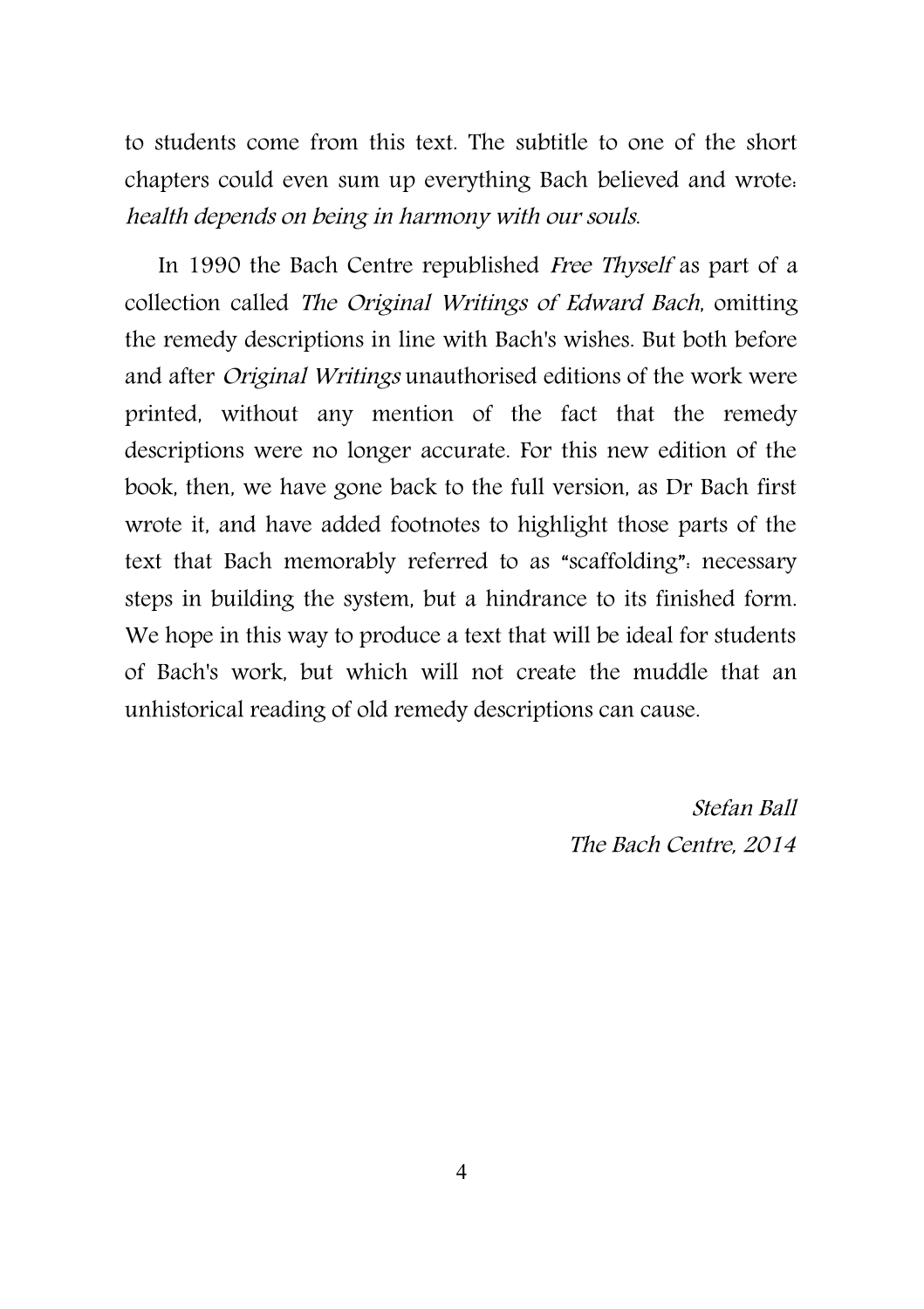to students come from this text. The subtitle to one of the short chapters could even sum up everything Bach believed and wrote: *health depends on being in harmony with our souls*.

In 1990 the Bach Centre republished *Free Thyself* as part of a collection called *The Original Writings of Edward Bach*, omitting the remedy descriptions in line with Bach's wishes. But both before and after *Original Writings* unauthorised editions of the work were printed, without any mention of the fact that the remedy descriptions were no longer accurate. For this new edition of the book, then, we have gone back to the full version, as Dr Bach first wrote it, and have added footnotes to highlight those parts of the text that Bach memorably referred to as "scaffolding": necessary steps in building the system, but a hindrance to its finished form. We hope in this way to produce a text that will be ideal for students of Bach's work, but which will not create the muddle that an unhistorical reading of old remedy descriptions can cause.

*Stefan Ball*
*The Bach Centre, 2014*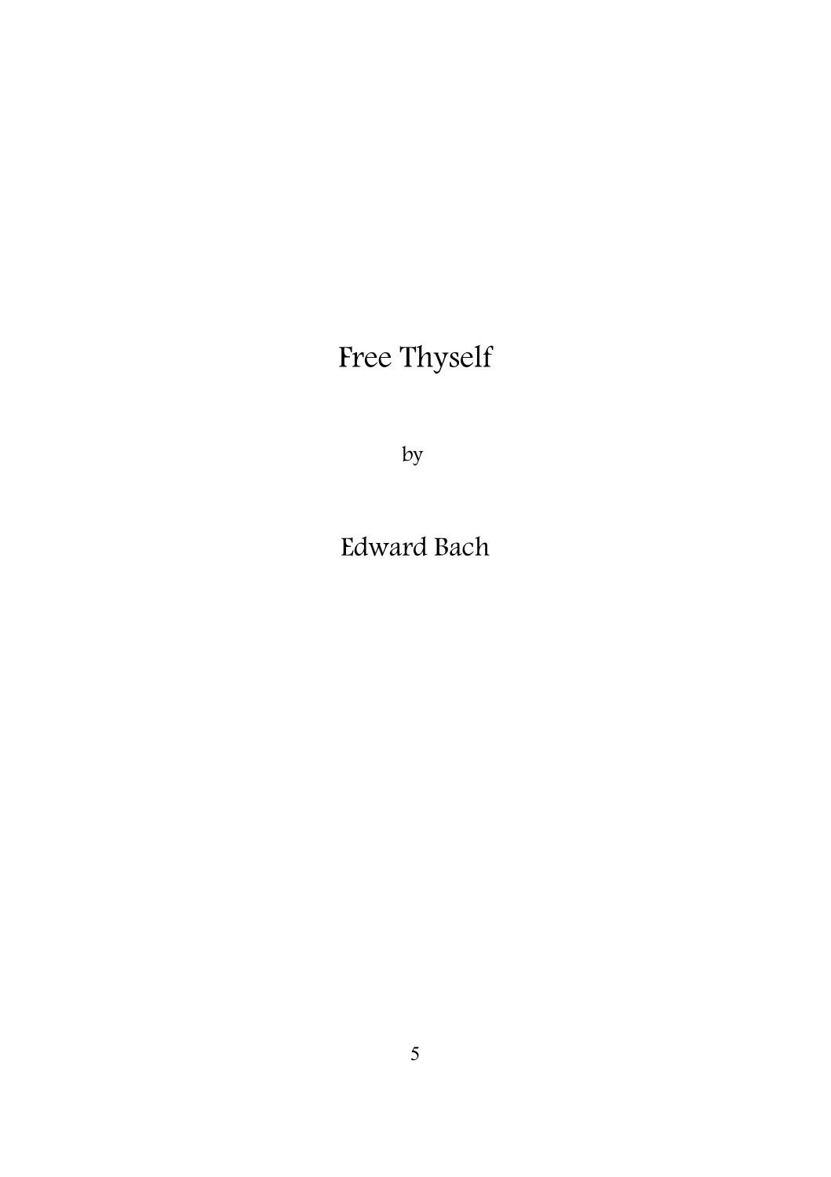# Free Thyself

by

Edward Bach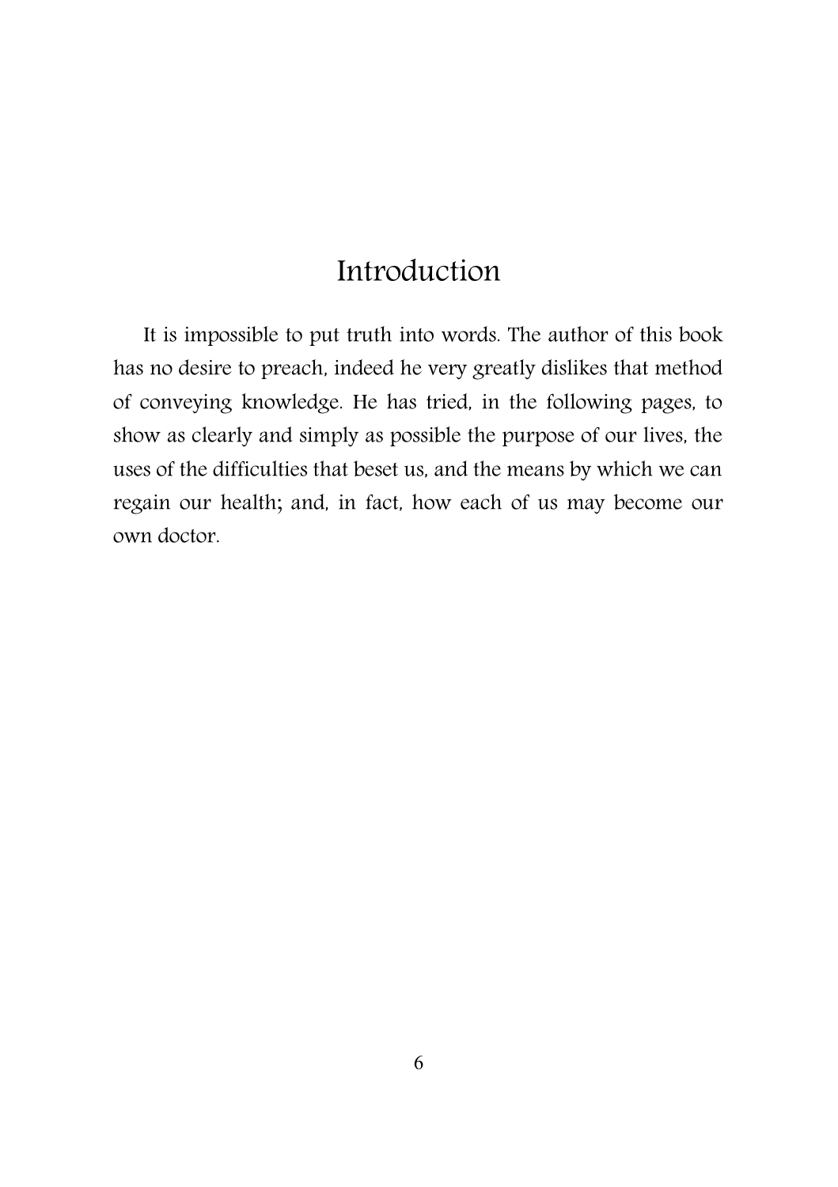# Introduction

It is impossible to put truth into words. The author of this book has no desire to preach, indeed he very greatly dislikes that method of conveying knowledge. He has tried, in the following pages, to show as clearly and simply as possible the purpose of our lives, the uses of the difficulties that beset us, and the means by which we can regain our health; and, in fact, how each of us may become our own doctor.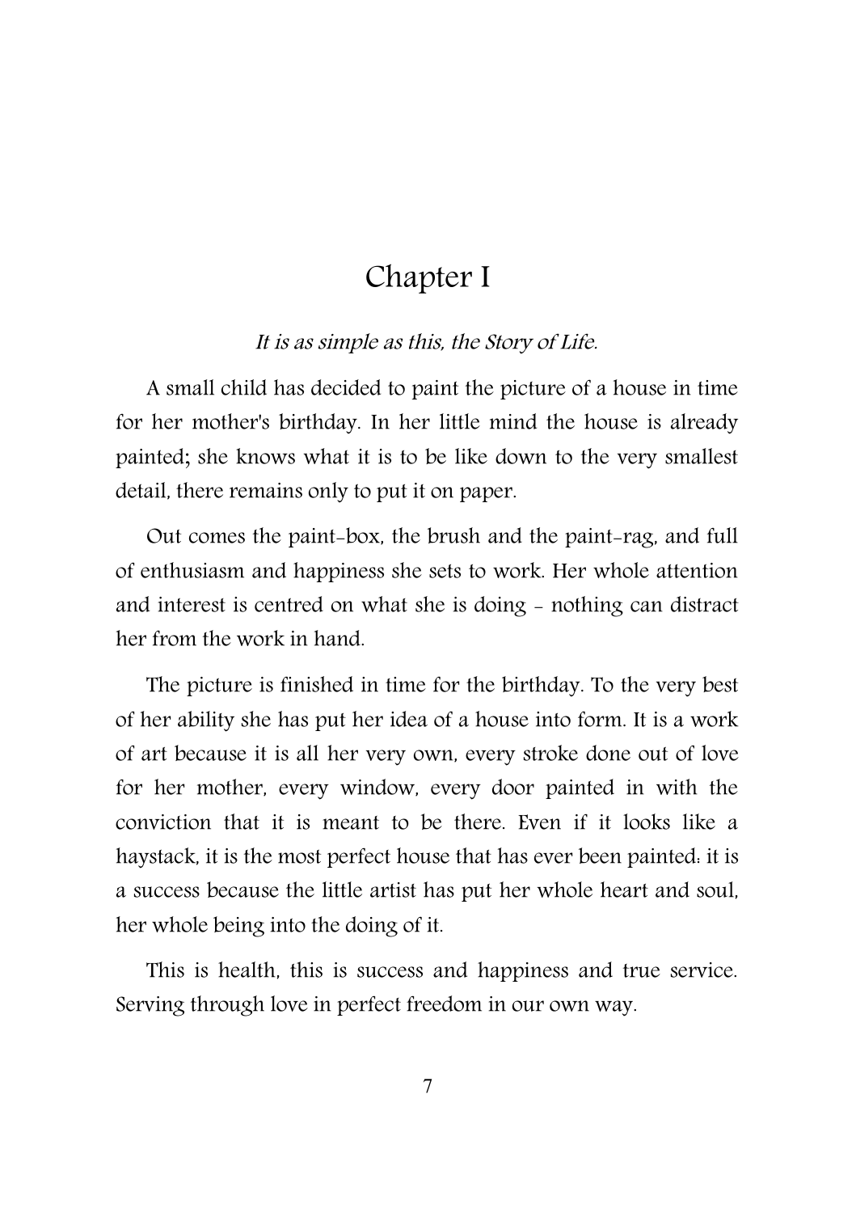# Chapter I

*It is as simple as this, the Story of Life.*

A small child has decided to paint the picture of a house in time for her mother's birthday. In her little mind the house is already painted; she knows what it is to be like down to the very smallest detail, there remains only to put it on paper.

Out comes the paint-box, the brush and the paint-rag, and full of enthusiasm and happiness she sets to work. Her whole attention and interest is centred on what she is doing - nothing can distract her from the work in hand.

The picture is finished in time for the birthday. To the very best of her ability she has put her idea of a house into form. It is a work of art because it is all her very own, every stroke done out of love for her mother, every window, every door painted in with the conviction that it is meant to be there. Even if it looks like a haystack, it is the most perfect house that has ever been painted: it is a success because the little artist has put her whole heart and soul, her whole being into the doing of it.

This is health, this is success and happiness and true service. Serving through love in perfect freedom in our own way.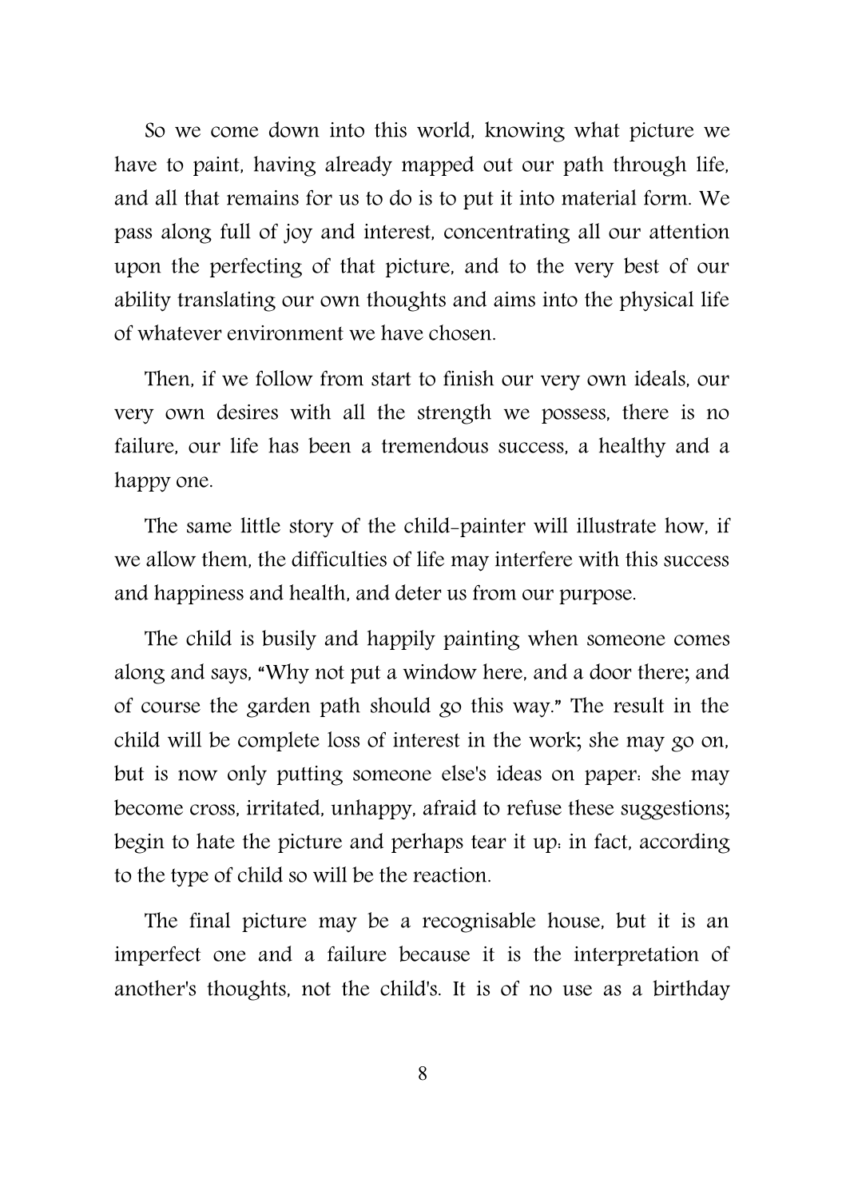So we come down into this world, knowing what picture we have to paint, having already mapped out our path through life, and all that remains for us to do is to put it into material form. We pass along full of joy and interest, concentrating all our attention upon the perfecting of that picture, and to the very best of our ability translating our own thoughts and aims into the physical life of whatever environment we have chosen.

Then, if we follow from start to finish our very own ideals, our very own desires with all the strength we possess, there is no failure, our life has been a tremendous success, a healthy and a happy one.

The same little story of the child-painter will illustrate how, if we allow them, the difficulties of life may interfere with this success and happiness and health, and deter us from our purpose.

The child is busily and happily painting when someone comes along and says, "Why not put a window here, and a door there; and of course the garden path should go this way." The result in the child will be complete loss of interest in the work; she may go on, but is now only putting someone else's ideas on paper: she may become cross, irritated, unhappy, afraid to refuse these suggestions; begin to hate the picture and perhaps tear it up: in fact, according to the type of child so will be the reaction.

The final picture may be a recognisable house, but it is an imperfect one and a failure because it is the interpretation of another's thoughts, not the child's. It is of no use as a birthday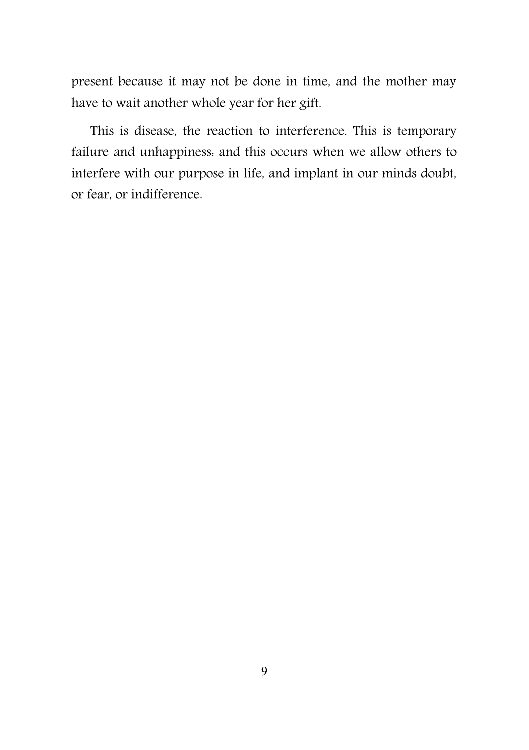present because it may not be done in time, and the mother may have to wait another whole year for her gift.

This is disease, the reaction to interference. This is temporary failure and unhappiness: and this occurs when we allow others to interfere with our purpose in life, and implant in our minds doubt, or fear, or indifference.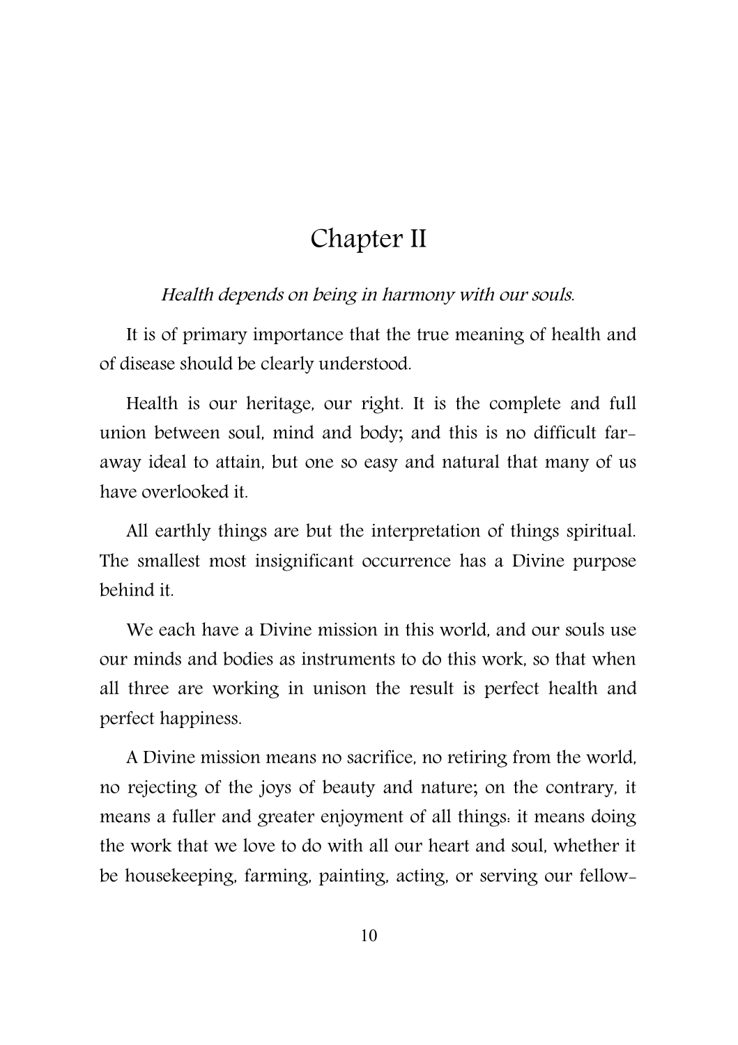# Chapter II

*Health depends on being in harmony with our souls.*

It is of primary importance that the true meaning of health and of disease should be clearly understood.

Health is our heritage, our right. It is the complete and full union between soul, mind and body; and this is no difficult far-away ideal to attain, but one so easy and natural that many of us have overlooked it.

All earthly things are but the interpretation of things spiritual. The smallest most insignificant occurrence has a Divine purpose behind it.

We each have a Divine mission in this world, and our souls use our minds and bodies as instruments to do this work, so that when all three are working in unison the result is perfect health and perfect happiness.

A Divine mission means no sacrifice, no retiring from the world, no rejecting of the joys of beauty and nature; on the contrary, it means a fuller and greater enjoyment of all things: it means doing the work that we love to do with all our heart and soul, whether it be housekeeping, farming, painting, acting, or serving our fellow-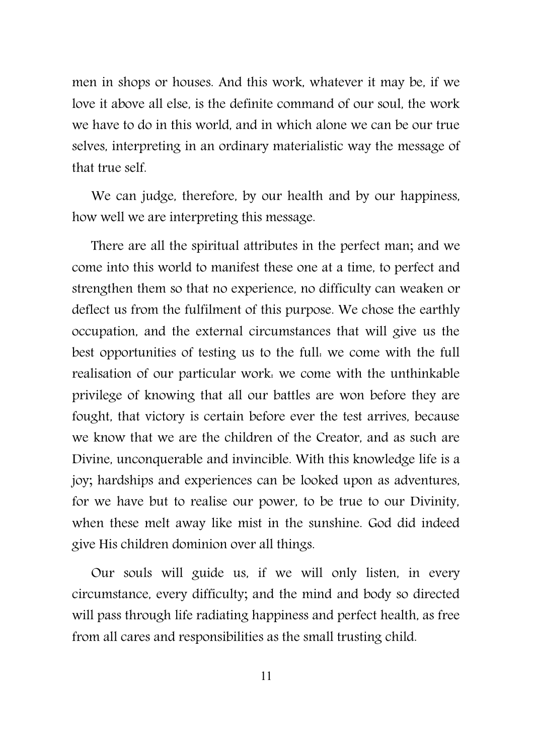men in shops or houses. And this work, whatever it may be, if we love it above all else, is the definite command of our soul, the work we have to do in this world, and in which alone we can be our true selves, interpreting in an ordinary materialistic way the message of that true self.

We can judge, therefore, by our health and by our happiness, how well we are interpreting this message.

There are all the spiritual attributes in the perfect man; and we come into this world to manifest these one at a time, to perfect and strengthen them so that no experience, no difficulty can weaken or deflect us from the fulfilment of this purpose. We chose the earthly occupation, and the external circumstances that will give us the best opportunities of testing us to the full: we come with the full realisation of our particular work: we come with the unthinkable privilege of knowing that all our battles are won before they are fought, that victory is certain before ever the test arrives, because we know that we are the children of the Creator, and as such are Divine, unconquerable and invincible. With this knowledge life is a joy; hardships and experiences can be looked upon as adventures, for we have but to realise our power, to be true to our Divinity, when these melt away like mist in the sunshine. God did indeed give His children dominion over all things.

Our souls will guide us, if we will only listen, in every circumstance, every difficulty; and the mind and body so directed will pass through life radiating happiness and perfect health, as free from all cares and responsibilities as the small trusting child.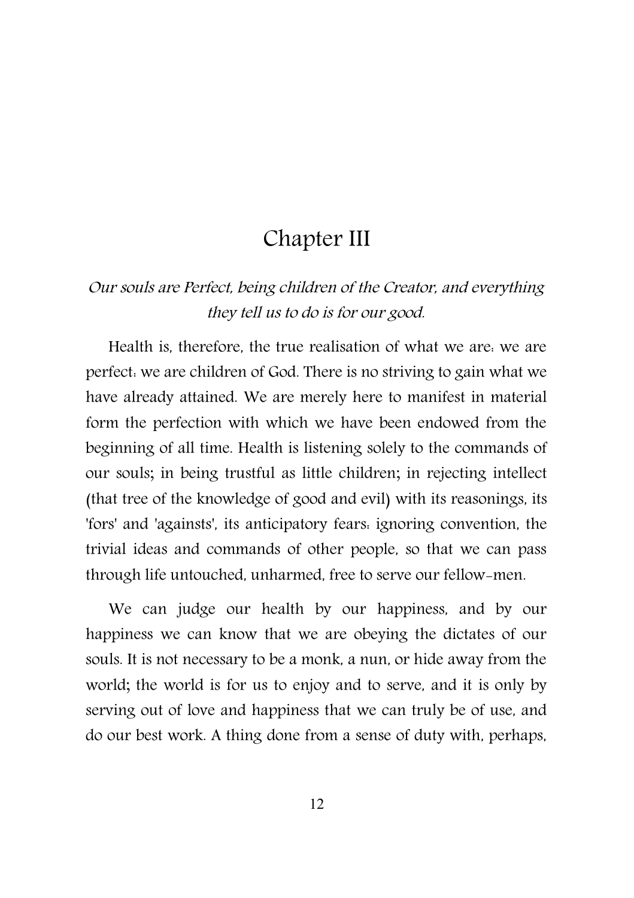# Chapter III

*Our souls are Perfect, being children of the Creator, and everything they tell us to do is for our good.*

Health is, therefore, the true realisation of what we are: we are perfect: we are children of God. There is no striving to gain what we have already attained. We are merely here to manifest in material form the perfection with which we have been endowed from the beginning of all time. Health is listening solely to the commands of our souls; in being trustful as little children; in rejecting intellect (that tree of the knowledge of good and evil) with its reasonings, its 'fors' and 'againsts', its anticipatory fears: ignoring convention, the trivial ideas and commands of other people, so that we can pass through life untouched, unharmed, free to serve our fellow-men.

We can judge our health by our happiness, and by our happiness we can know that we are obeying the dictates of our souls. It is not necessary to be a monk, a nun, or hide away from the world; the world is for us to enjoy and to serve, and it is only by serving out of love and happiness that we can truly be of use, and do our best work. A thing done from a sense of duty with, perhaps,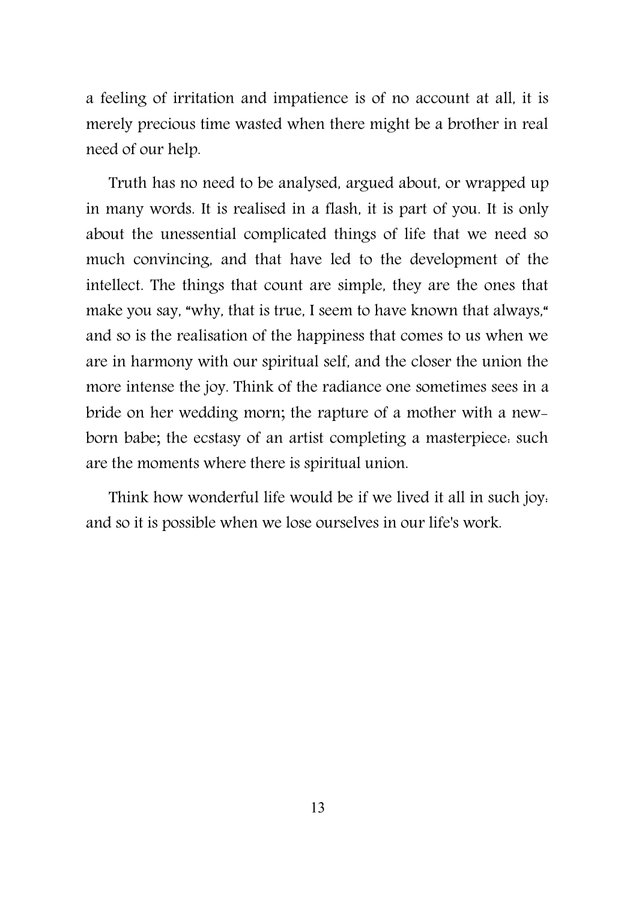a feeling of irritation and impatience is of no account at all, it is merely precious time wasted when there might be a brother in real need of our help.

Truth has no need to be analysed, argued about, or wrapped up in many words. It is realised in a flash, it is part of you. It is only about the unessential complicated things of life that we need so much convincing, and that have led to the development of the intellect. The things that count are simple, they are the ones that make you say, "why, that is true, I seem to have known that always," and so is the realisation of the happiness that comes to us when we are in harmony with our spiritual self, and the closer the union the more intense the joy. Think of the radiance one sometimes sees in a bride on her wedding morn; the rapture of a mother with a new-born babe; the ecstasy of an artist completing a masterpiece: such are the moments where there is spiritual union.

Think how wonderful life would be if we lived it all in such joy: and so it is possible when we lose ourselves in our life's work.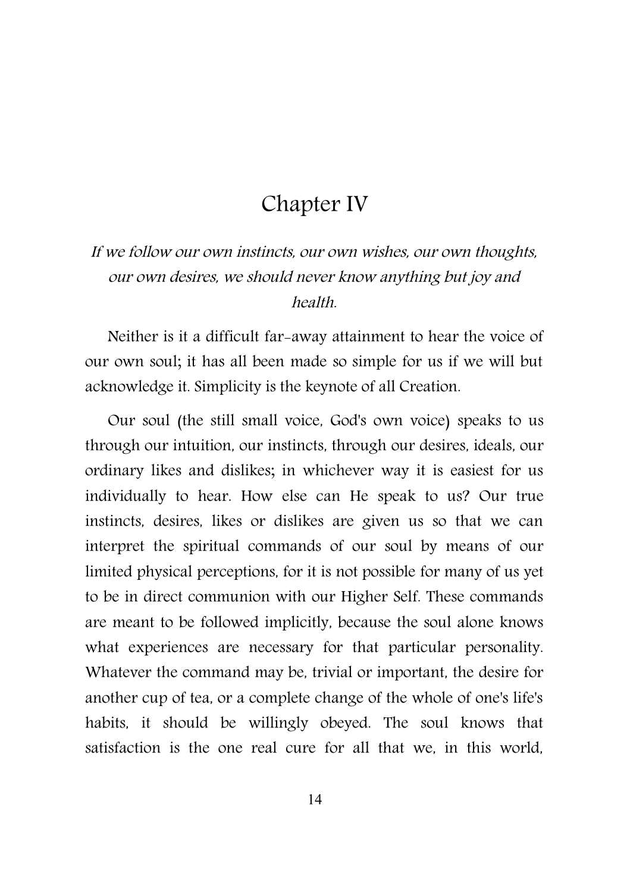# Chapter IV

*If we follow our own instincts, our own wishes, our own thoughts, our own desires, we should never know anything but joy and health.*

Neither is it a difficult far-away attainment to hear the voice of our own soul; it has all been made so simple for us if we will but acknowledge it. Simplicity is the keynote of all Creation.

Our soul (the still small voice, God's own voice) speaks to us through our intuition, our instincts, through our desires, ideals, our ordinary likes and dislikes; in whichever way it is easiest for us individually to hear. How else can He speak to us? Our true instincts, desires, likes or dislikes are given us so that we can interpret the spiritual commands of our soul by means of our limited physical perceptions, for it is not possible for many of us yet to be in direct communion with our Higher Self. These commands are meant to be followed implicitly, because the soul alone knows what experiences are necessary for that particular personality. Whatever the command may be, trivial or important, the desire for another cup of tea, or a complete change of the whole of one's life's habits, it should be willingly obeyed. The soul knows that satisfaction is the one real cure for all that we, in this world,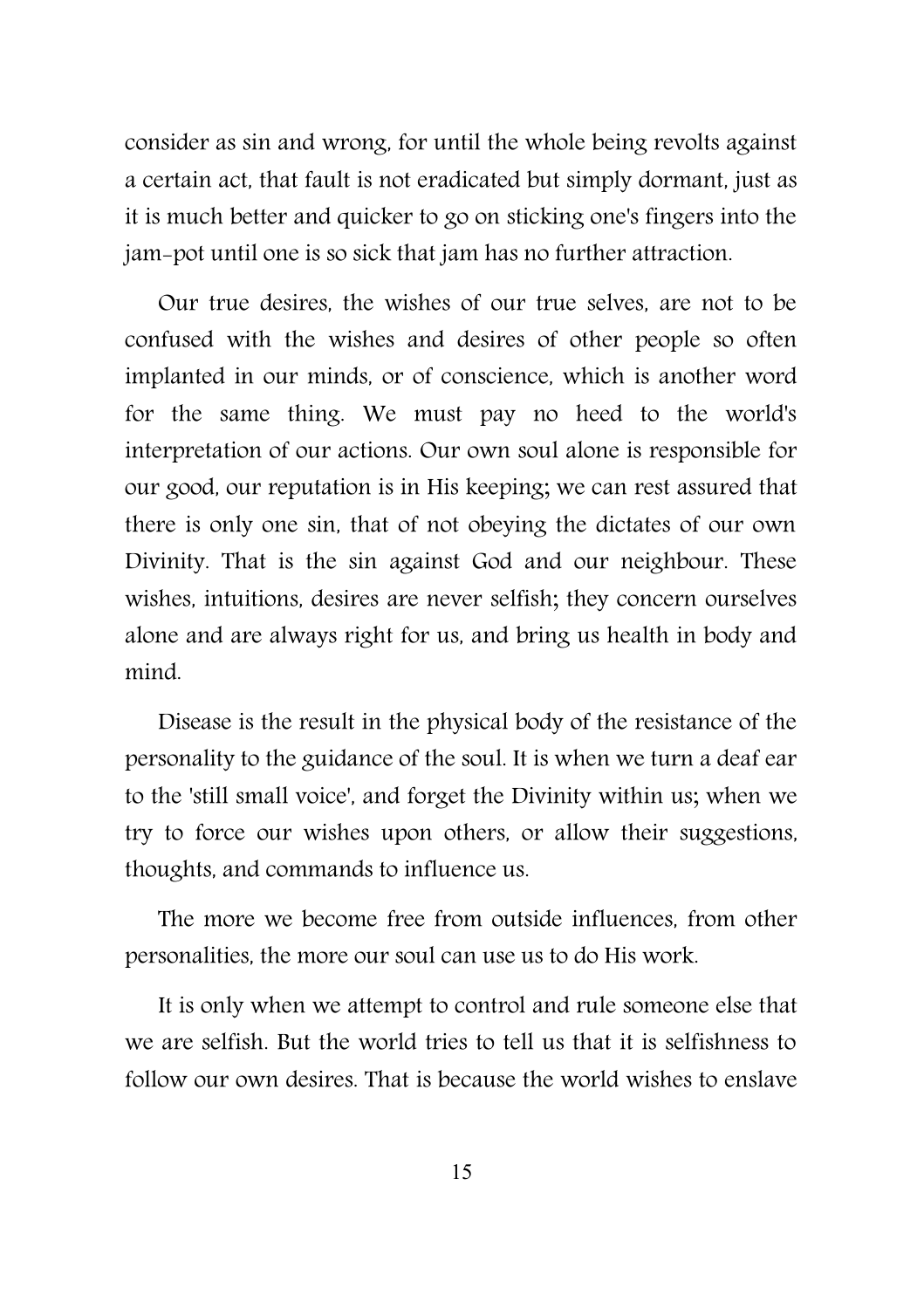consider as sin and wrong, for until the whole being revolts against a certain act, that fault is not eradicated but simply dormant, just as it is much better and quicker to go on sticking one's fingers into the jam-pot until one is so sick that jam has no further attraction.

Our true desires, the wishes of our true selves, are not to be confused with the wishes and desires of other people so often implanted in our minds, or of conscience, which is another word for the same thing. We must pay no heed to the world's interpretation of our actions. Our own soul alone is responsible for our good, our reputation is in His keeping; we can rest assured that there is only one sin, that of not obeying the dictates of our own Divinity. That is the sin against God and our neighbour. These wishes, intuitions, desires are never selfish; they concern ourselves alone and are always right for us, and bring us health in body and mind.

Disease is the result in the physical body of the resistance of the personality to the guidance of the soul. It is when we turn a deaf ear to the 'still small voice', and forget the Divinity within us; when we try to force our wishes upon others, or allow their suggestions, thoughts, and commands to influence us.

The more we become free from outside influences, from other personalities, the more our soul can use us to do His work.

It is only when we attempt to control and rule someone else that we are selfish. But the world tries to tell us that it is selfishness to follow our own desires. That is because the world wishes to enslave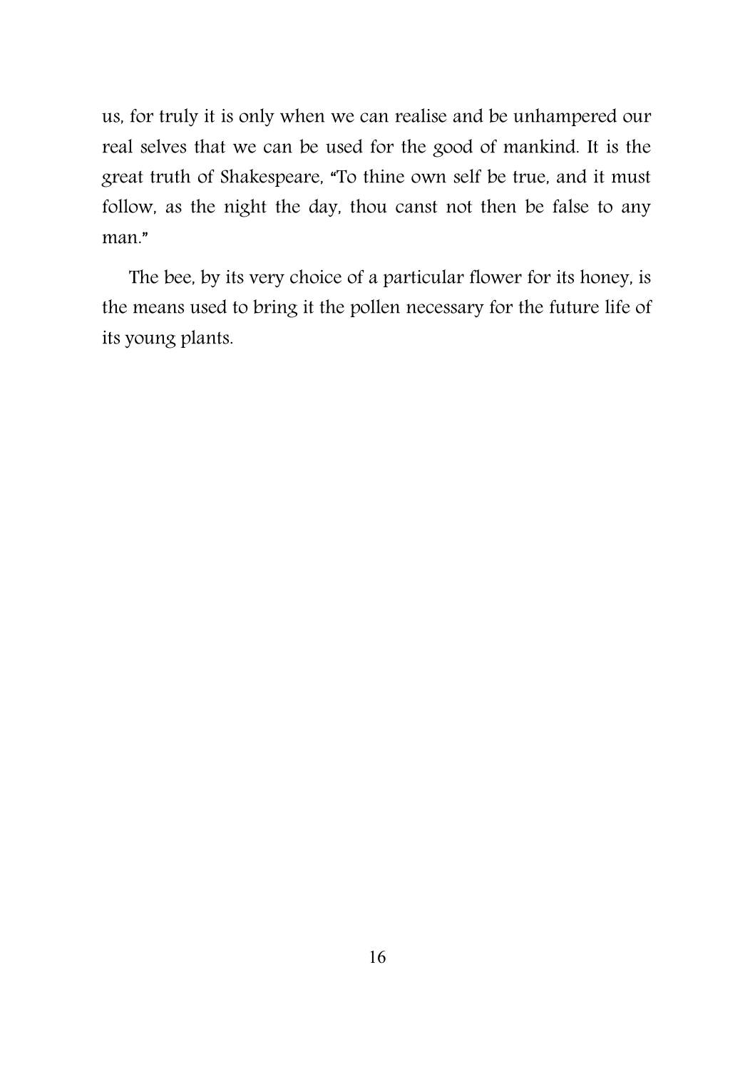us, for truly it is only when we can realise and be unhampered our real selves that we can be used for the good of mankind. It is the great truth of Shakespeare, "To thine own self be true, and it must follow, as the night the day, thou canst not then be false to any man."

The bee, by its very choice of a particular flower for its honey, is the means used to bring it the pollen necessary for the future life of its young plants.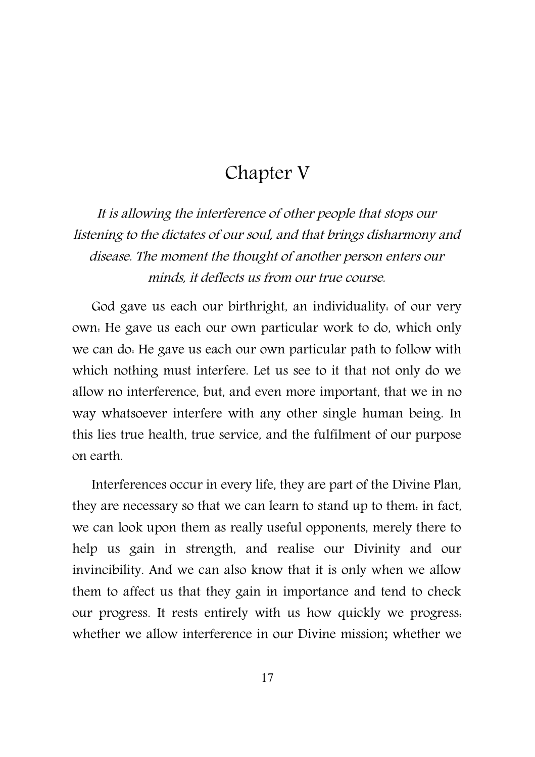# Chapter V

*It is allowing the interference of other people that stops our listening to the dictates of our soul, and that brings disharmony and disease. The moment the thought of another person enters our minds, it deflects us from our true course.*

God gave us each our birthright, an individuality: of our very own: He gave us each our own particular work to do, which only we can do: He gave us each our own particular path to follow with which nothing must interfere. Let us see to it that not only do we allow no interference, but, and even more important, that we in no way whatsoever interfere with any other single human being. In this lies true health, true service, and the fulfilment of our purpose on earth.

Interferences occur in every life, they are part of the Divine Plan, they are necessary so that we can learn to stand up to them: in fact, we can look upon them as really useful opponents, merely there to help us gain in strength, and realise our Divinity and our invincibility. And we can also know that it is only when we allow them to affect us that they gain in importance and tend to check our progress. It rests entirely with us how quickly we progress: whether we allow interference in our Divine mission; whether we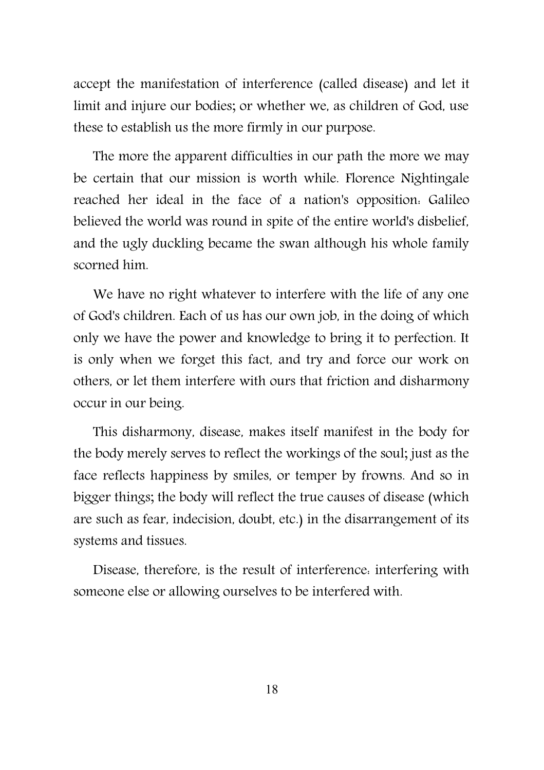accept the manifestation of interference (called disease) and let it limit and injure our bodies; or whether we, as children of God, use these to establish us the more firmly in our purpose.

The more the apparent difficulties in our path the more we may be certain that our mission is worth while. Florence Nightingale reached her ideal in the face of a nation's opposition: Galileo believed the world was round in spite of the entire world's disbelief, and the ugly duckling became the swan although his whole family scorned him.

We have no right whatever to interfere with the life of any one of God's children. Each of us has our own job, in the doing of which only we have the power and knowledge to bring it to perfection. It is only when we forget this fact, and try and force our work on others, or let them interfere with ours that friction and disharmony occur in our being.

This disharmony, disease, makes itself manifest in the body for the body merely serves to reflect the workings of the soul; just as the face reflects happiness by smiles, or temper by frowns. And so in bigger things; the body will reflect the true causes of disease (which are such as fear, indecision, doubt, etc.) in the disarrangement of its systems and tissues.

Disease, therefore, is the result of interference: interfering with someone else or allowing ourselves to be interfered with.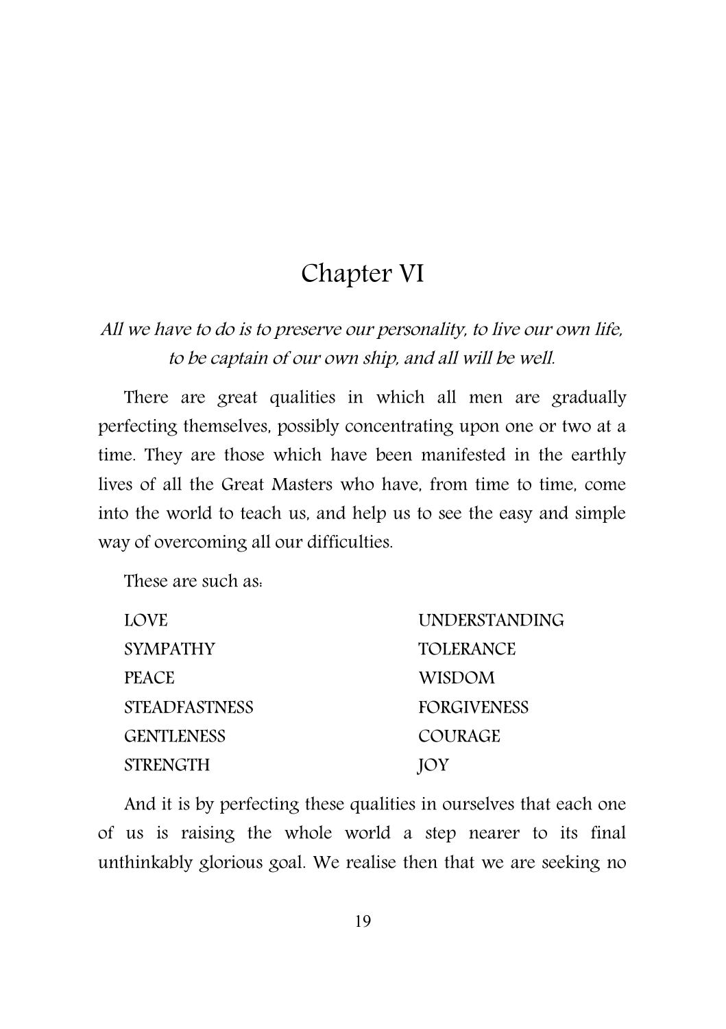# Chapter VI

*All we have to do is to preserve our personality, to live our own life, to be captain of our own ship, and all will be well.*

There are great qualities in which all men are gradually perfecting themselves, possibly concentrating upon one or two at a time. They are those which have been manifested in the earthly lives of all the Great Masters who have, from time to time, come into the world to teach us, and help us to see the easy and simple way of overcoming all our difficulties.

These are such as:

| | |
|---|---|
| LOVE | UNDERSTANDING |
| SYMPATHY | TOLERANCE |
| PEACE | WISDOM |
| STEADFASTNESS | FORGIVENESS |
| GENTLENESS | COURAGE |
| STRENGTH | JOY |

And it is by perfecting these qualities in ourselves that each one of us is raising the whole world a step nearer to its final unthinkably glorious goal. We realise then that we are seeking no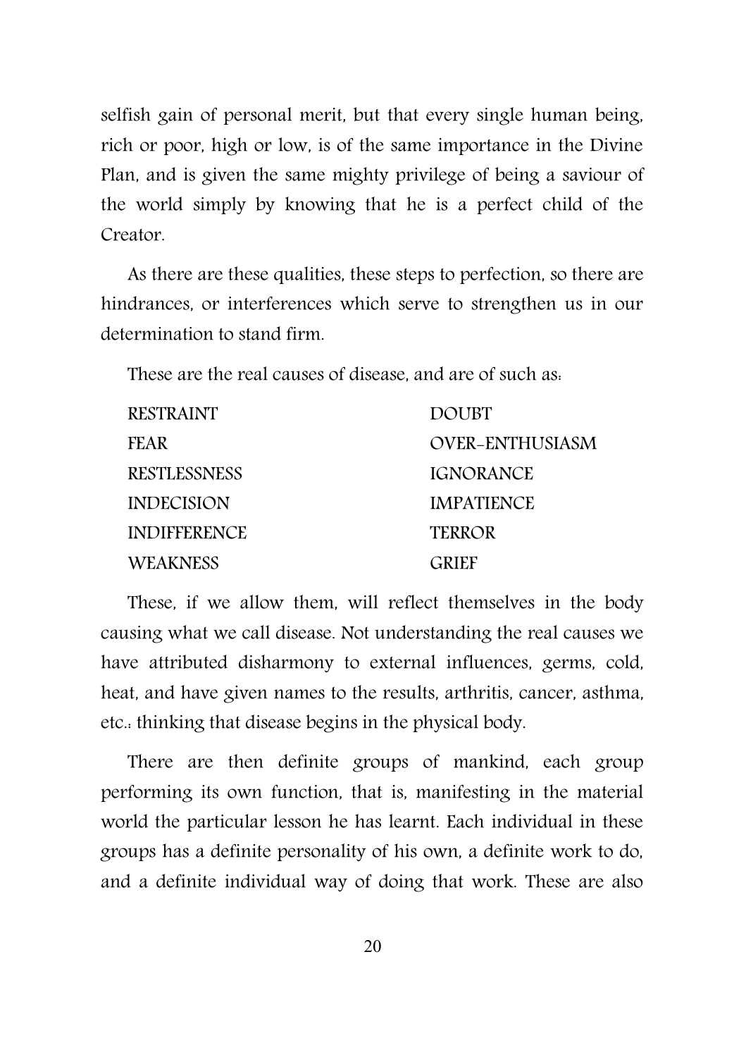selfish gain of personal merit, but that every single human being, rich or poor, high or low, is of the same importance in the Divine Plan, and is given the same mighty privilege of being a saviour of the world simply by knowing that he is a perfect child of the Creator.

As there are these qualities, these steps to perfection, so there are hindrances, or interferences which serve to strengthen us in our determination to stand firm.

These are the real causes of disease, and are of such as:

| | |
|---|---|
| RESTRAINT | DOUBT |
| FEAR | OVER-ENTHUSIASM |
| RESTLESSNESS | IGNORANCE |
| INDECISION | IMPATIENCE |
| INDIFFERENCE | TERROR |
| WEAKNESS | GRIEF |

These, if we allow them, will reflect themselves in the body causing what we call disease. Not understanding the real causes we have attributed disharmony to external influences, germs, cold, heat, and have given names to the results, arthritis, cancer, asthma, etc.: thinking that disease begins in the physical body.

There are then definite groups of mankind, each group performing its own function, that is, manifesting in the material world the particular lesson he has learnt. Each individual in these groups has a definite personality of his own, a definite work to do, and a definite individual way of doing that work. These are also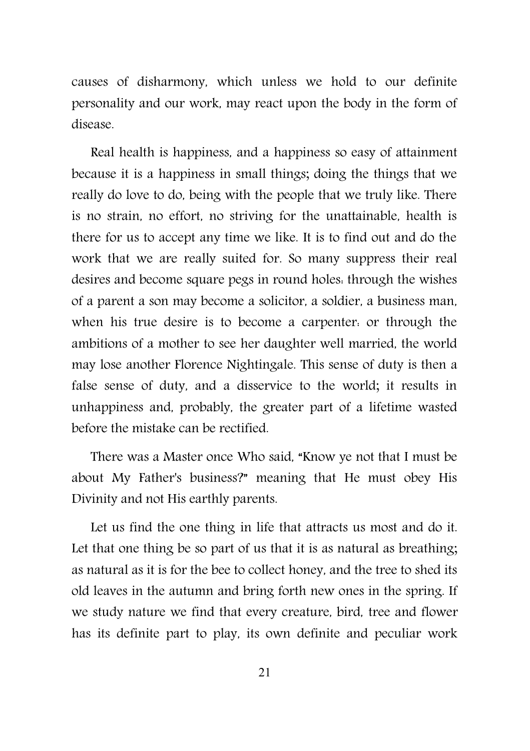causes of disharmony, which unless we hold to our definite personality and our work, may react upon the body in the form of disease.

Real health is happiness, and a happiness so easy of attainment because it is a happiness in small things; doing the things that we really do love to do, being with the people that we truly like. There is no strain, no effort, no striving for the unattainable, health is there for us to accept any time we like. It is to find out and do the work that we are really suited for. So many suppress their real desires and become square pegs in round holes: through the wishes of a parent a son may become a solicitor, a soldier, a business man, when his true desire is to become a carpenter: or through the ambitions of a mother to see her daughter well married, the world may lose another Florence Nightingale. This sense of duty is then a false sense of duty, and a disservice to the world; it results in unhappiness and, probably, the greater part of a lifetime wasted before the mistake can be rectified.

There was a Master once Who said, "Know ye not that I must be about My Father's business?" meaning that He must obey His Divinity and not His earthly parents.

Let us find the one thing in life that attracts us most and do it. Let that one thing be so part of us that it is as natural as breathing; as natural as it is for the bee to collect honey, and the tree to shed its old leaves in the autumn and bring forth new ones in the spring. If we study nature we find that every creature, bird, tree and flower has its definite part to play, its own definite and peculiar work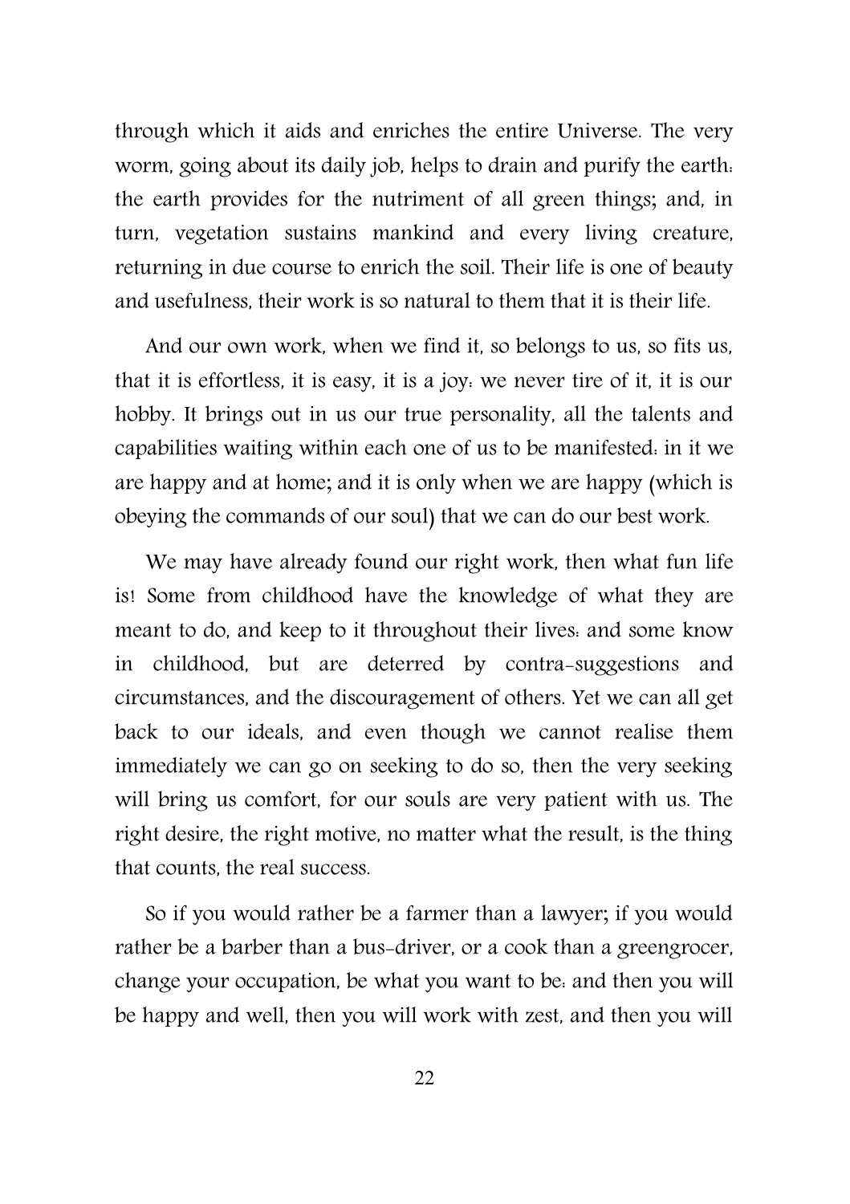through which it aids and enriches the entire Universe. The very worm, going about its daily job, helps to drain and purify the earth: the earth provides for the nutriment of all green things; and, in turn, vegetation sustains mankind and every living creature, returning in due course to enrich the soil. Their life is one of beauty and usefulness, their work is so natural to them that it is their life.

And our own work, when we find it, so belongs to us, so fits us, that it is effortless, it is easy, it is a joy: we never tire of it, it is our hobby. It brings out in us our true personality, all the talents and capabilities waiting within each one of us to be manifested: in it we are happy and at home; and it is only when we are happy (which is obeying the commands of our soul) that we can do our best work.

We may have already found our right work, then what fun life is! Some from childhood have the knowledge of what they are meant to do, and keep to it throughout their lives: and some know in childhood, but are deterred by contra-suggestions and circumstances, and the discouragement of others. Yet we can all get back to our ideals, and even though we cannot realise them immediately we can go on seeking to do so, then the very seeking will bring us comfort, for our souls are very patient with us. The right desire, the right motive, no matter what the result, is the thing that counts, the real success.

So if you would rather be a farmer than a lawyer; if you would rather be a barber than a bus-driver, or a cook than a greengrocer, change your occupation, be what you want to be: and then you will be happy and well, then you will work with zest, and then you will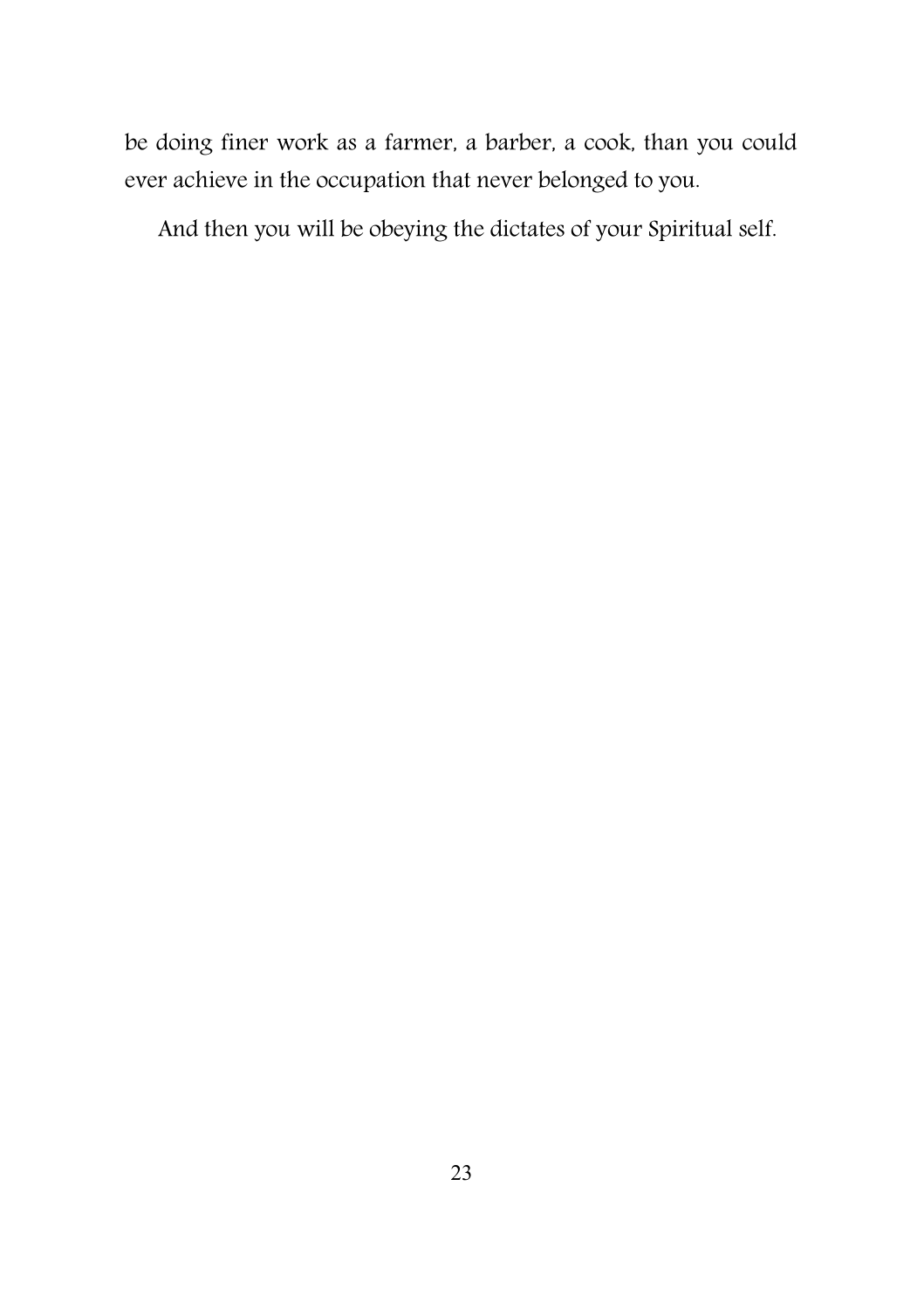be doing finer work as a farmer, a barber, a cook, than you could ever achieve in the occupation that never belonged to you.

And then you will be obeying the dictates of your Spiritual self.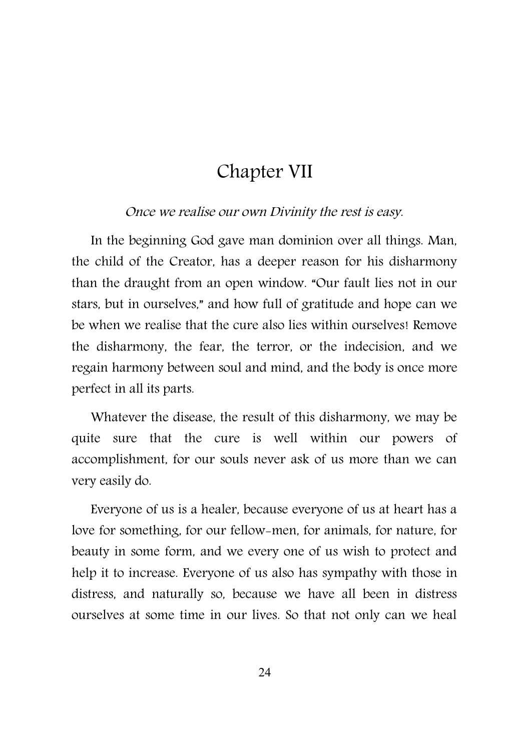# Chapter VII

*Once we realise our own Divinity the rest is easy.*

In the beginning God gave man dominion over all things. Man, the child of the Creator, has a deeper reason for his disharmony than the draught from an open window. "Our fault lies not in our stars, but in ourselves," and how full of gratitude and hope can we be when we realise that the cure also lies within ourselves! Remove the disharmony, the fear, the terror, or the indecision, and we regain harmony between soul and mind, and the body is once more perfect in all its parts.

Whatever the disease, the result of this disharmony, we may be quite sure that the cure is well within our powers of accomplishment, for our souls never ask of us more than we can very easily do.

Everyone of us is a healer, because everyone of us at heart has a love for something, for our fellow-men, for animals, for nature, for beauty in some form, and we every one of us wish to protect and help it to increase. Everyone of us also has sympathy with those in distress, and naturally so, because we have all been in distress ourselves at some time in our lives. So that not only can we heal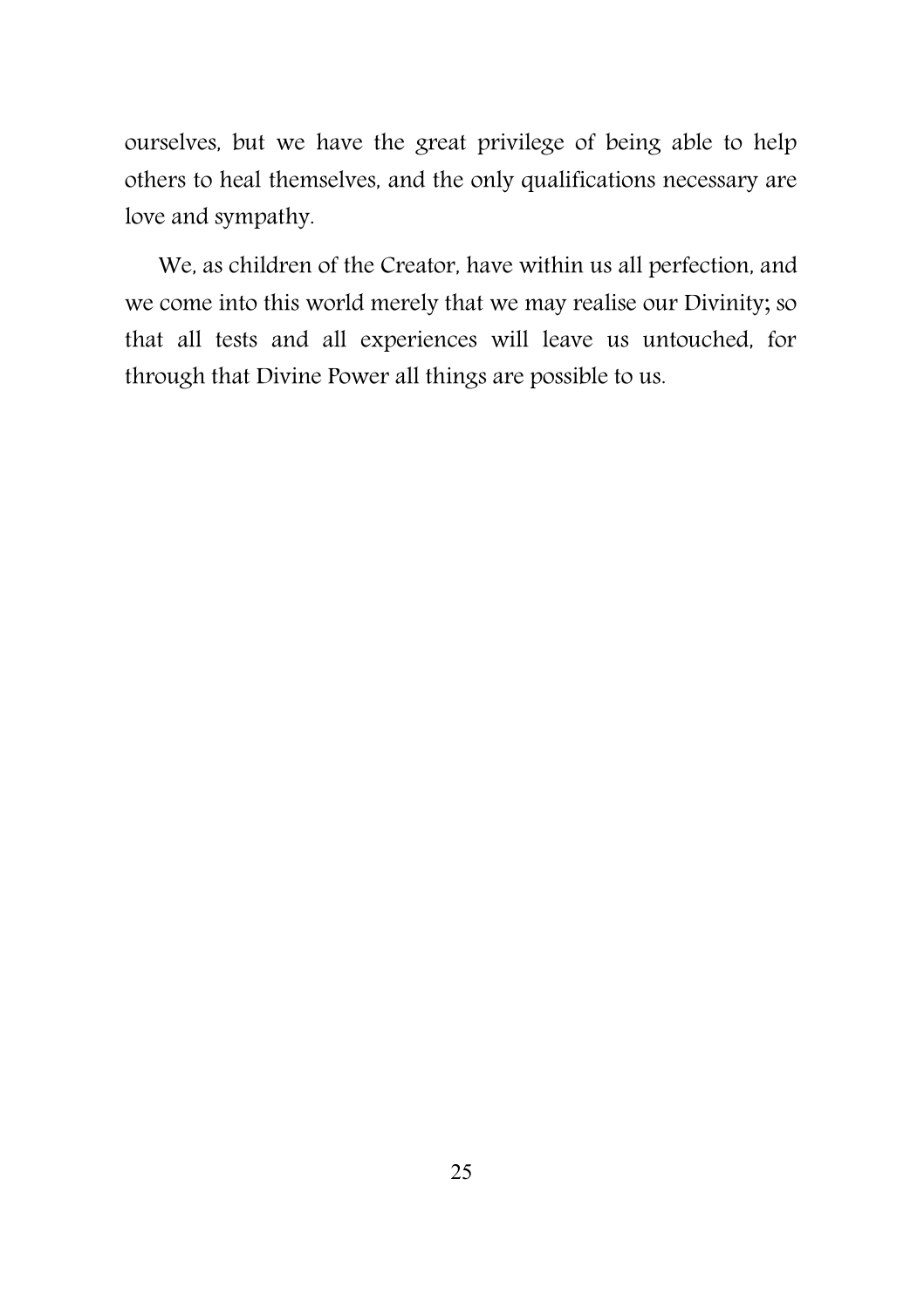ourselves, but we have the great privilege of being able to help others to heal themselves, and the only qualifications necessary are love and sympathy.

We, as children of the Creator, have within us all perfection, and we come into this world merely that we may realise our Divinity; so that all tests and all experiences will leave us untouched, for through that Divine Power all things are possible to us.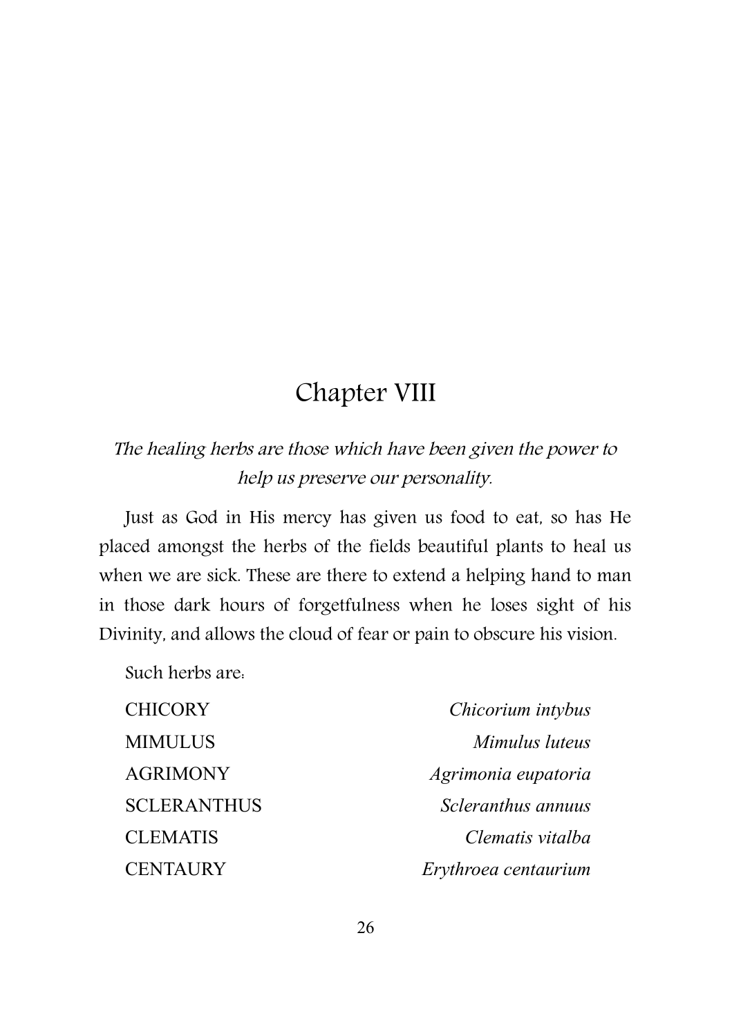# Chapter VIII

*The healing herbs are those which have been given the power to help us preserve our personality.*

Just as God in His mercy has given us food to eat, so has He placed amongst the herbs of the fields beautiful plants to heal us when we are sick. These are there to extend a helping hand to man in those dark hours of forgetfulness when he loses sight of his Divinity, and allows the cloud of fear or pain to obscure his vision.

Such herbs are:

| | |
|---|---|
| CHICORY | *Chicorium intybus* |
| MIMULUS | *Mimulus luteus* |
| AGRIMONY | *Agrimonia eupatoria* |
| SCLERANTHUS | *Scleranthus annuus* |
| CLEMATIS | *Clematis vitalba* |
| CENTAURY | *Erythroea centaurium* |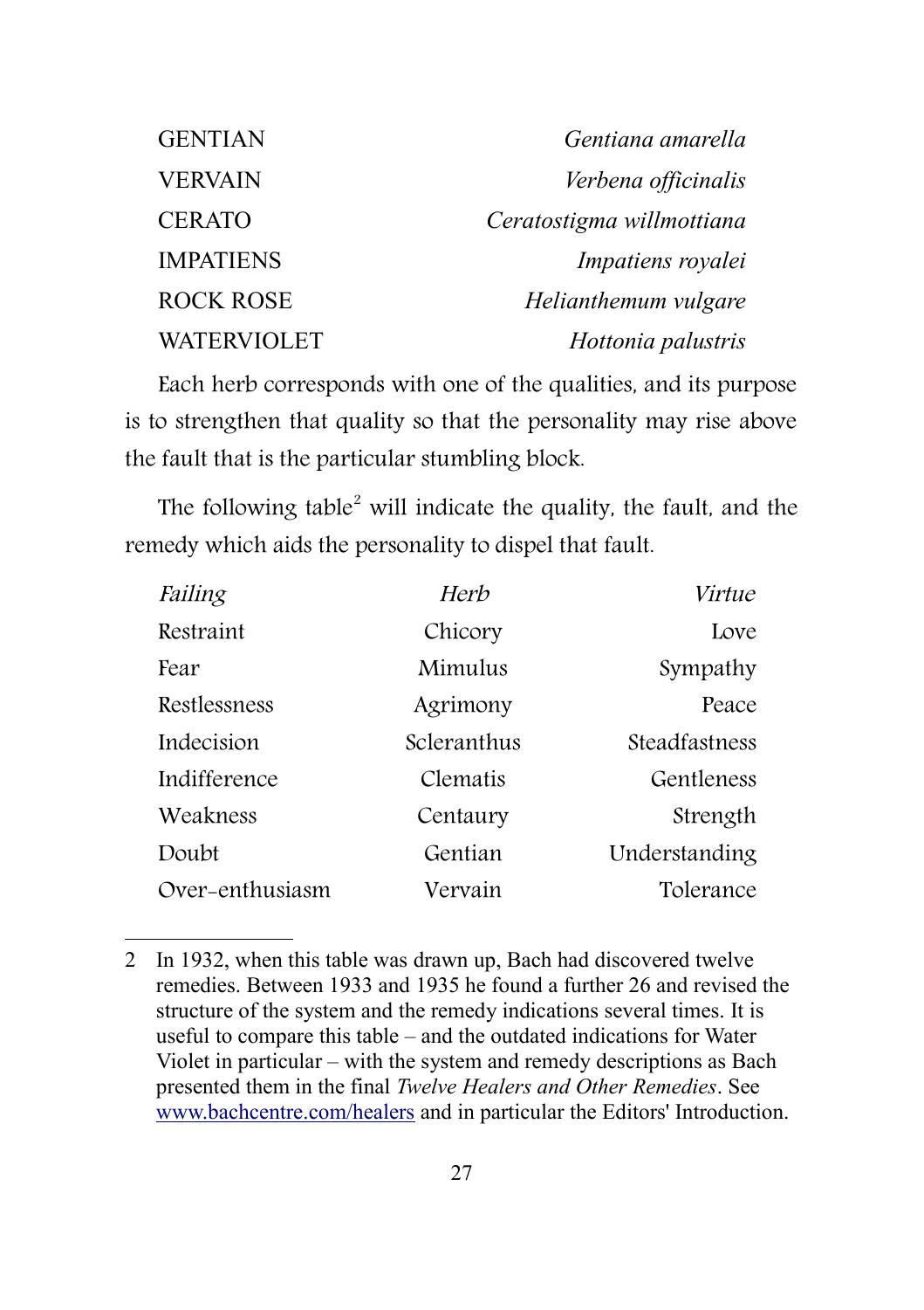| | |
|---|---|
| GENTIAN | *Gentiana amarella* |
| VERVAIN | *Verbena officinalis* |
| CERATO | *Ceratostigma willmottiana* |
| IMPATIENS | *Impatiens royalei* |
| ROCK ROSE | *Helianthemum vulgare* |
| WATERVIOLET | *Hottonia palustris* |

Each herb corresponds with one of the qualities, and its purpose is to strengthen that quality so that the personality may rise above the fault that is the particular stumbling block.

The following table[2] will indicate the quality, the fault, and the remedy which aids the personality to dispel that fault.

| *Failing* | *Herb* | *Virtue* |
|---|---|---|
| Restraint | Chicory | Love |
| Fear | Mimulus | Sympathy |
| Restlessness | Agrimony | Peace |
| Indecision | Scleranthus | Steadfastness |
| Indifference | Clematis | Gentleness |
| Weakness | Centaury | Strength |
| Doubt | Gentian | Understanding |
| Over-enthusiasm | Vervain | Tolerance |

2 In 1932, when this table was drawn up, Bach had discovered twelve remedies. Between 1933 and 1935 he found a further 26 and revised the structure of the system and the remedy indications several times. It is useful to compare this table – and the outdated indications for Water Violet in particular – with the system and remedy descriptions as Bach presented them in the final *Twelve Healers and Other Remedies*. See www.bachcentre.com/healers and in particular the Editors' Introduction.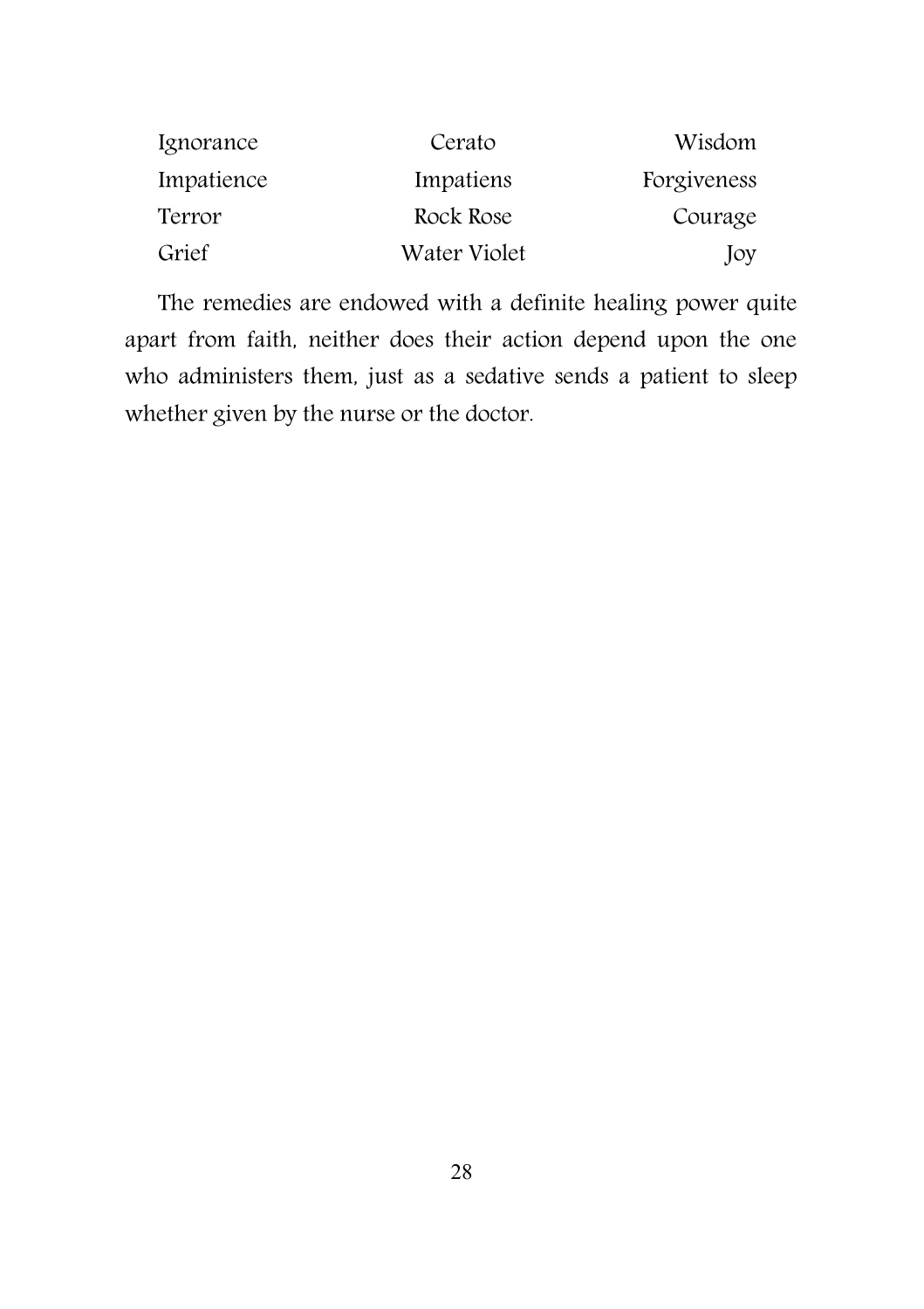| | | |
|---|---|---|
| Ignorance | Cerato | Wisdom |
| Impatience | Impatiens | Forgiveness |
| Terror | Rock Rose | Courage |
| Grief | Water Violet | Joy |

The remedies are endowed with a definite healing power quite apart from faith, neither does their action depend upon the one who administers them, just as a sedative sends a patient to sleep whether given by the nurse or the doctor.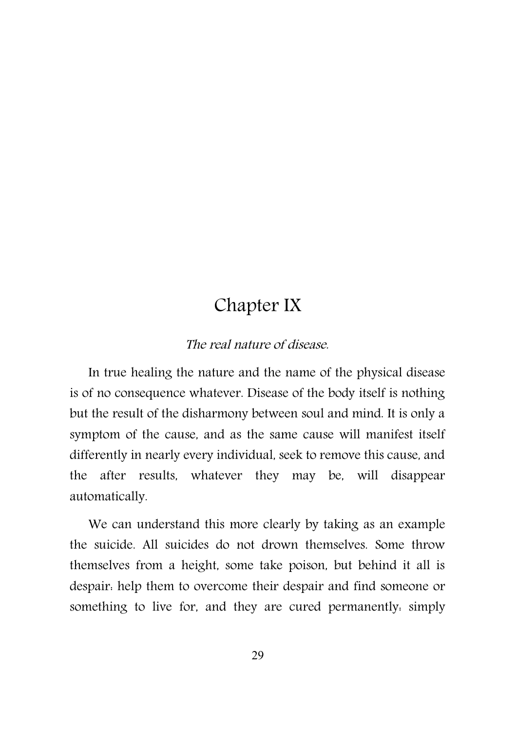# Chapter IX

*The real nature of disease.*

In true healing the nature and the name of the physical disease is of no consequence whatever. Disease of the body itself is nothing but the result of the disharmony between soul and mind. It is only a symptom of the cause, and as the same cause will manifest itself differently in nearly every individual, seek to remove this cause, and the after results, whatever they may be, will disappear automatically.

We can understand this more clearly by taking as an example the suicide. All suicides do not drown themselves. Some throw themselves from a height, some take poison, but behind it all is despair: help them to overcome their despair and find someone or something to live for, and they are cured permanently: simply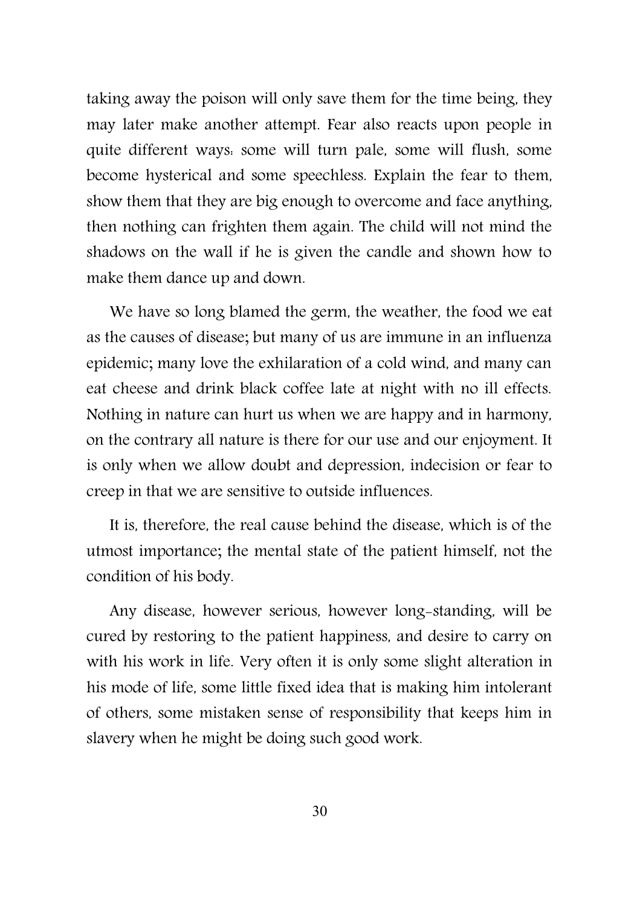taking away the poison will only save them for the time being, they may later make another attempt. Fear also reacts upon people in quite different ways: some will turn pale, some will flush, some become hysterical and some speechless. Explain the fear to them, show them that they are big enough to overcome and face anything, then nothing can frighten them again. The child will not mind the shadows on the wall if he is given the candle and shown how to make them dance up and down.

We have so long blamed the germ, the weather, the food we eat as the causes of disease; but many of us are immune in an influenza epidemic; many love the exhilaration of a cold wind, and many can eat cheese and drink black coffee late at night with no ill effects. Nothing in nature can hurt us when we are happy and in harmony, on the contrary all nature is there for our use and our enjoyment. It is only when we allow doubt and depression, indecision or fear to creep in that we are sensitive to outside influences.

It is, therefore, the real cause behind the disease, which is of the utmost importance; the mental state of the patient himself, not the condition of his body.

Any disease, however serious, however long-standing, will be cured by restoring to the patient happiness, and desire to carry on with his work in life. Very often it is only some slight alteration in his mode of life, some little fixed idea that is making him intolerant of others, some mistaken sense of responsibility that keeps him in slavery when he might be doing such good work.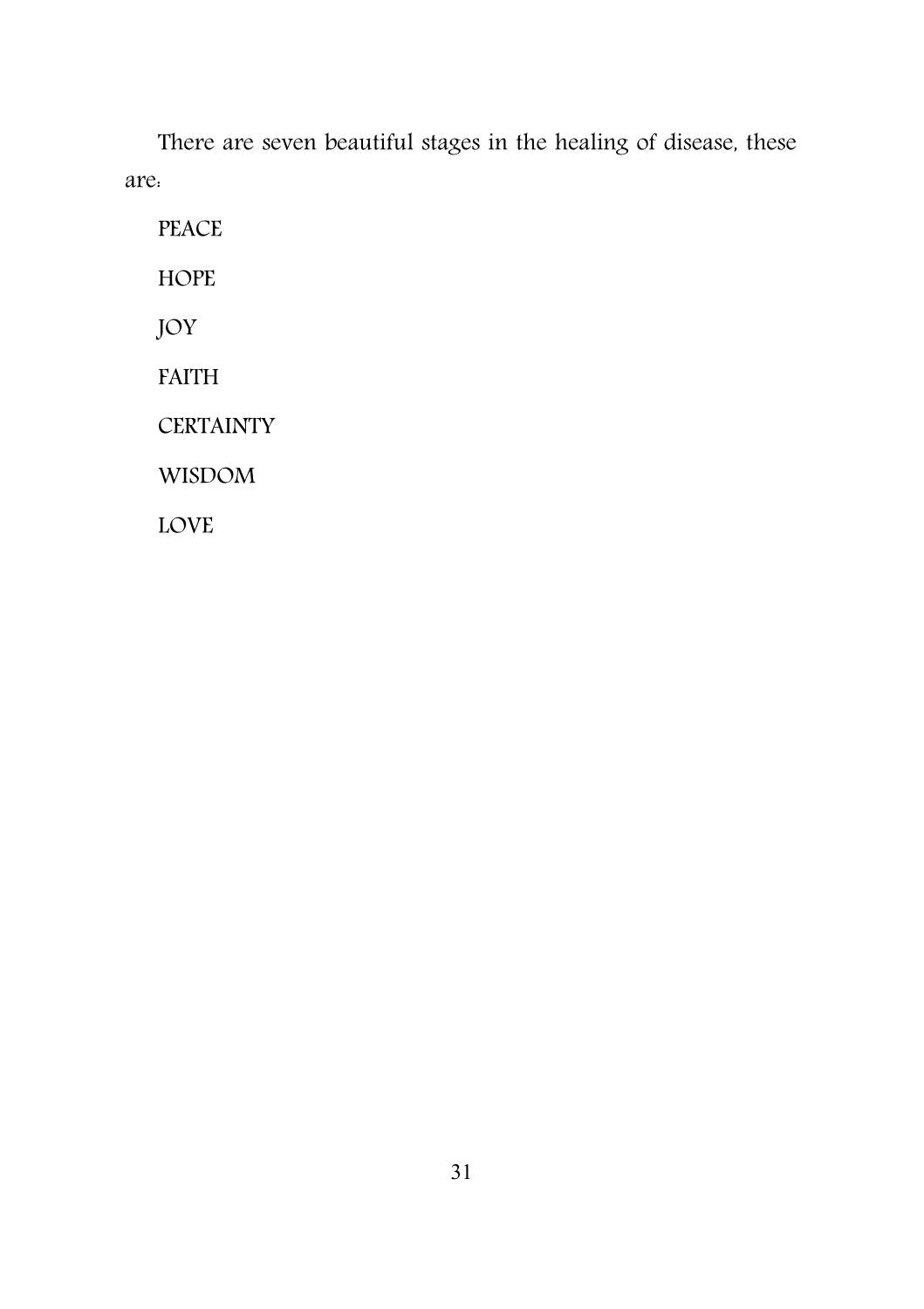There are seven beautiful stages in the healing of disease, these are:

PEACE

HOPE

JOY

FAITH

CERTAINTY

WISDOM

LOVE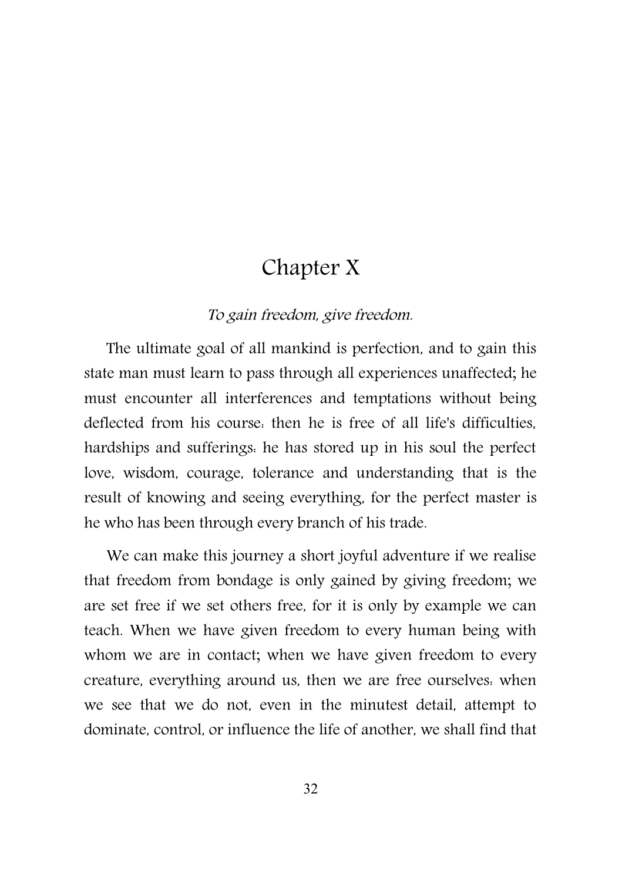# Chapter X

*To gain freedom, give freedom.*

The ultimate goal of all mankind is perfection, and to gain this state man must learn to pass through all experiences unaffected; he must encounter all interferences and temptations without being deflected from his course: then he is free of all life's difficulties, hardships and sufferings: he has stored up in his soul the perfect love, wisdom, courage, tolerance and understanding that is the result of knowing and seeing everything, for the perfect master is he who has been through every branch of his trade.

We can make this journey a short joyful adventure if we realise that freedom from bondage is only gained by giving freedom; we are set free if we set others free, for it is only by example we can teach. When we have given freedom to every human being with whom we are in contact; when we have given freedom to every creature, everything around us, then we are free ourselves: when we see that we do not, even in the minutest detail, attempt to dominate, control, or influence the life of another, we shall find that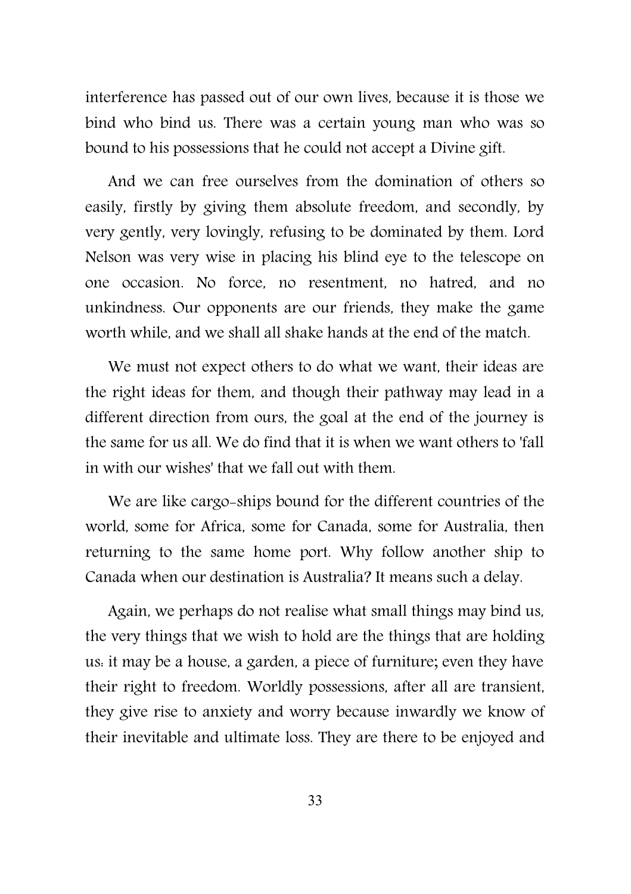interference has passed out of our own lives, because it is those we bind who bind us. There was a certain young man who was so bound to his possessions that he could not accept a Divine gift.

And we can free ourselves from the domination of others so easily, firstly by giving them absolute freedom, and secondly, by very gently, very lovingly, refusing to be dominated by them. Lord Nelson was very wise in placing his blind eye to the telescope on one occasion. No force, no resentment, no hatred, and no unkindness. Our opponents are our friends, they make the game worth while, and we shall all shake hands at the end of the match.

We must not expect others to do what we want, their ideas are the right ideas for them, and though their pathway may lead in a different direction from ours, the goal at the end of the journey is the same for us all. We do find that it is when we want others to 'fall in with our wishes' that we fall out with them.

We are like cargo-ships bound for the different countries of the world, some for Africa, some for Canada, some for Australia, then returning to the same home port. Why follow another ship to Canada when our destination is Australia? It means such a delay.

Again, we perhaps do not realise what small things may bind us, the very things that we wish to hold are the things that are holding us: it may be a house, a garden, a piece of furniture; even they have their right to freedom. Worldly possessions, after all are transient, they give rise to anxiety and worry because inwardly we know of their inevitable and ultimate loss. They are there to be enjoyed and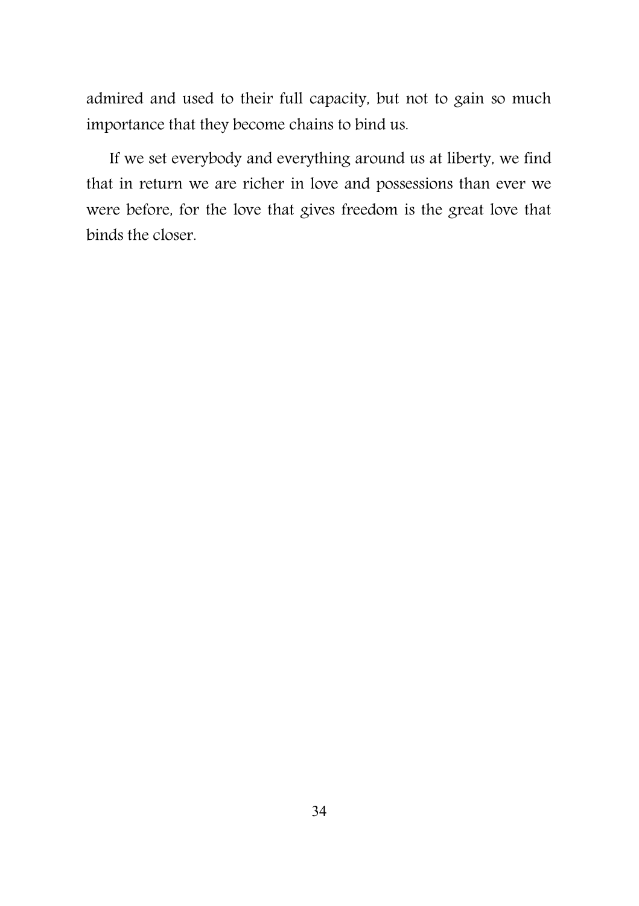admired and used to their full capacity, but not to gain so much importance that they become chains to bind us.

If we set everybody and everything around us at liberty, we find that in return we are richer in love and possessions than ever we were before, for the love that gives freedom is the great love that binds the closer.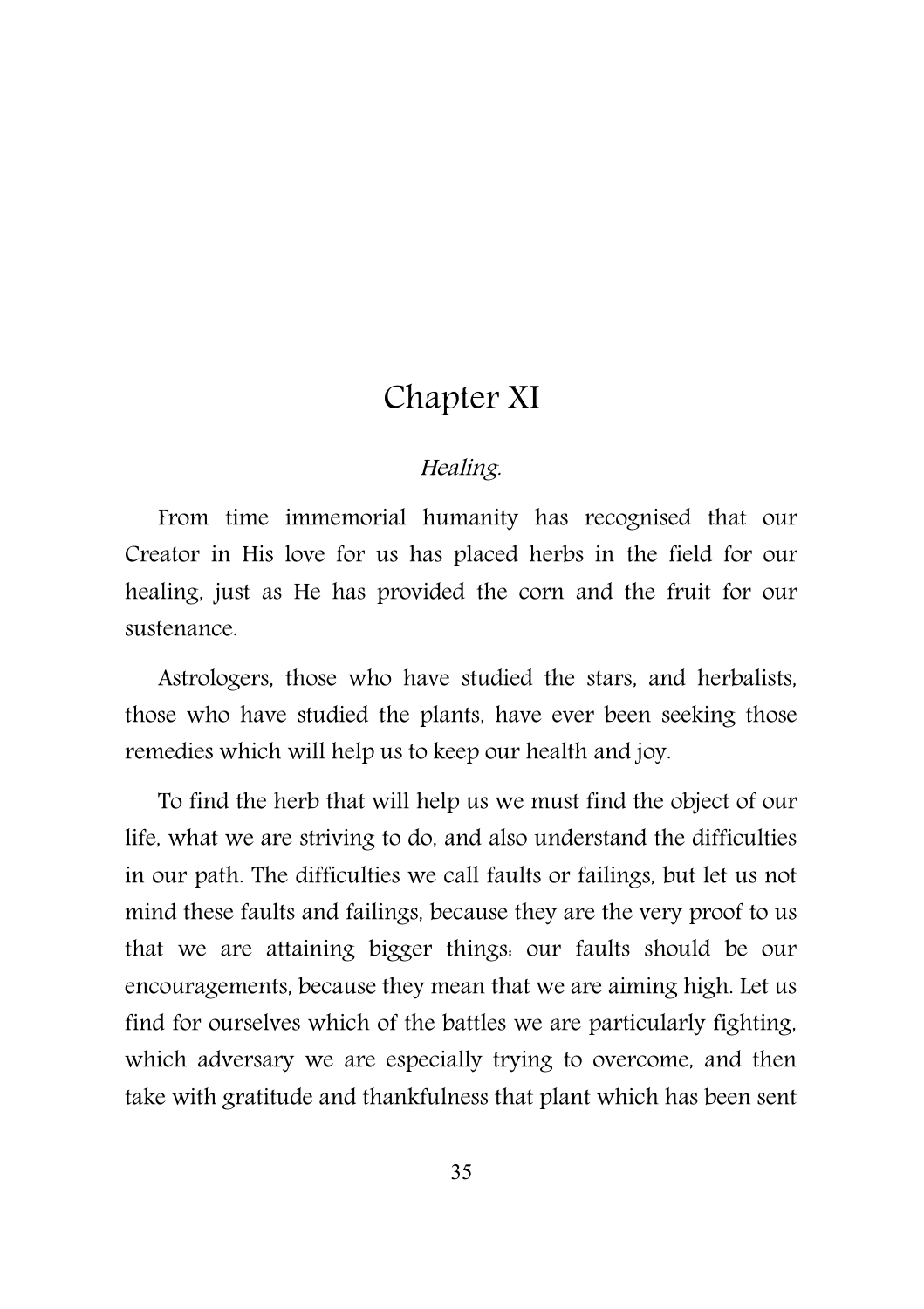# Chapter XI

*Healing.*

From time immemorial humanity has recognised that our Creator in His love for us has placed herbs in the field for our healing, just as He has provided the corn and the fruit for our sustenance.

Astrologers, those who have studied the stars, and herbalists, those who have studied the plants, have ever been seeking those remedies which will help us to keep our health and joy.

To find the herb that will help us we must find the object of our life, what we are striving to do, and also understand the difficulties in our path. The difficulties we call faults or failings, but let us not mind these faults and failings, because they are the very proof to us that we are attaining bigger things: our faults should be our encouragements, because they mean that we are aiming high. Let us find for ourselves which of the battles we are particularly fighting, which adversary we are especially trying to overcome, and then take with gratitude and thankfulness that plant which has been sent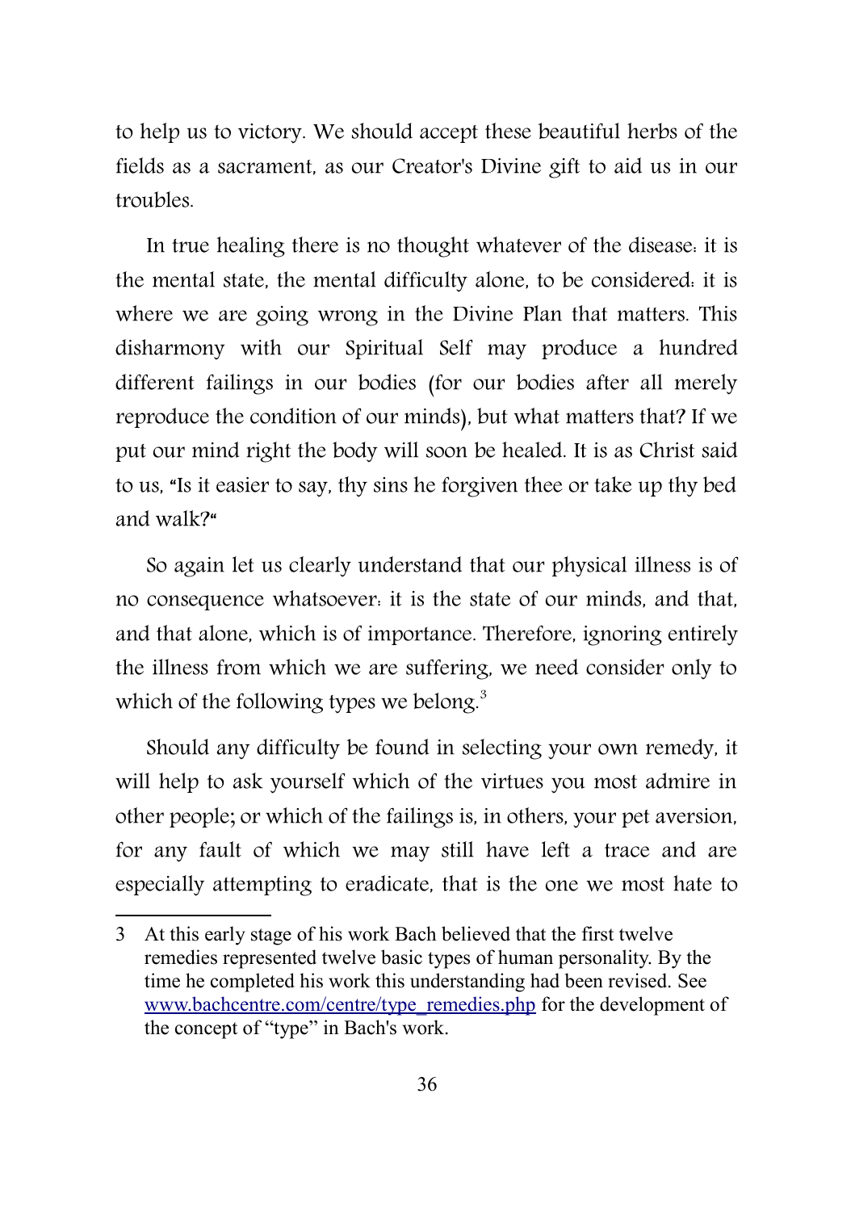to help us to victory. We should accept these beautiful herbs of the fields as a sacrament, as our Creator's Divine gift to aid us in our troubles.

In true healing there is no thought whatever of the disease: it is the mental state, the mental difficulty alone, to be considered: it is where we are going wrong in the Divine Plan that matters. This disharmony with our Spiritual Self may produce a hundred different failings in our bodies (for our bodies after all merely reproduce the condition of our minds), but what matters that? If we put our mind right the body will soon be healed. It is as Christ said to us, "Is it easier to say, thy sins he forgiven thee or take up thy bed and walk?"

So again let us clearly understand that our physical illness is of no consequence whatsoever: it is the state of our minds, and that, and that alone, which is of importance. Therefore, ignoring entirely the illness from which we are suffering, we need consider only to which of the following types we belong.[3]

Should any difficulty be found in selecting your own remedy, it will help to ask yourself which of the virtues you most admire in other people; or which of the failings is, in others, your pet aversion, for any fault of which we may still have left a trace and are especially attempting to eradicate, that is the one we most hate to

---

3 At this early stage of his work Bach believed that the first twelve remedies represented twelve basic types of human personality. By the time he completed his work this understanding had been revised. See [www.bachcentre.com/centre/type_remedies.php](www.bachcentre.com/centre/type_remedies.php) for the development of the concept of "type" in Bach's work.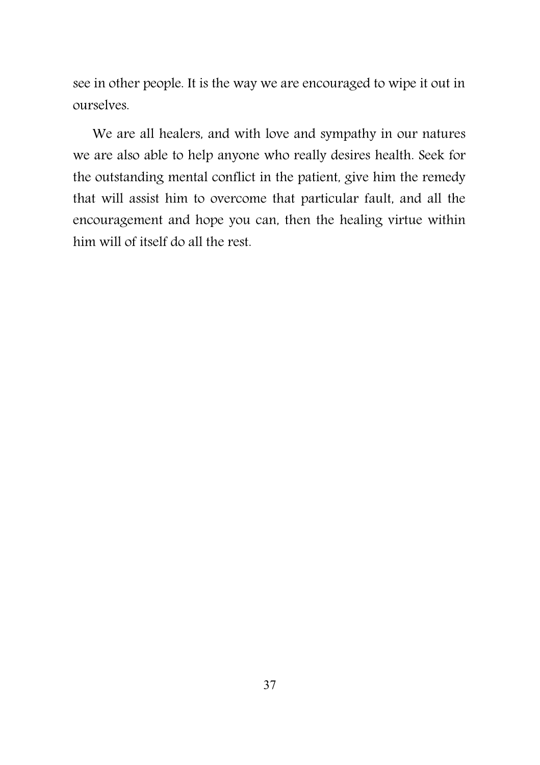see in other people. It is the way we are encouraged to wipe it out in ourselves.

We are all healers, and with love and sympathy in our natures we are also able to help anyone who really desires health. Seek for the outstanding mental conflict in the patient, give him the remedy that will assist him to overcome that particular fault, and all the encouragement and hope you can, then the healing virtue within him will of itself do all the rest.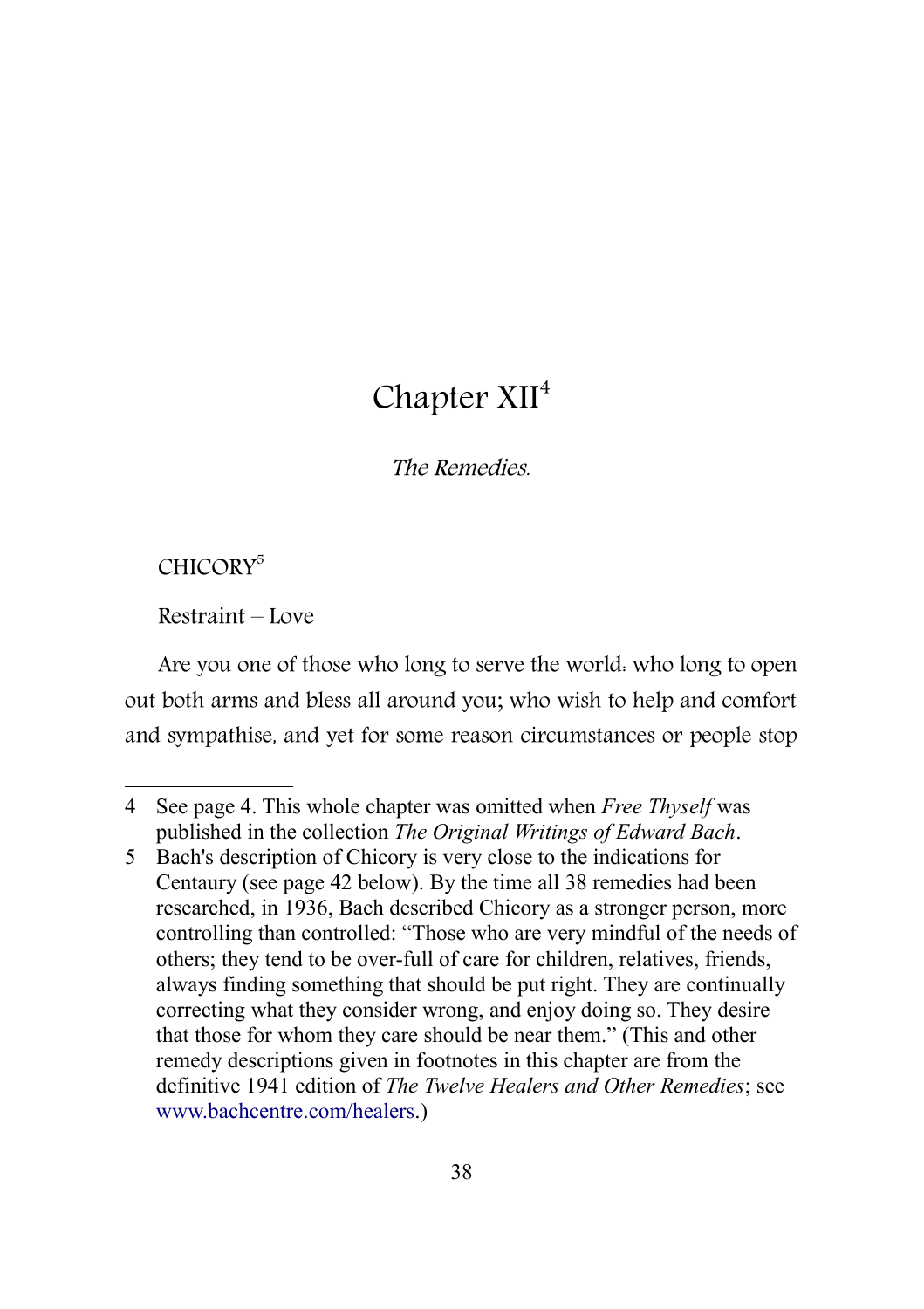# Chapter XII[4]

*The Remedies.*

CHICORY[5]

Restraint – Love

Are you one of those who long to serve the world: who long to open out both arms and bless all around you; who wish to help and comfort and sympathise, and yet for some reason circumstances or people stop

---

4 See page 4. This whole chapter was omitted when *Free Thyself* was published in the collection *The Original Writings of Edward Bach*.

5 Bach's description of Chicory is very close to the indications for Centaury (see page 42 below). By the time all 38 remedies had been researched, in 1936, Bach described Chicory as a stronger person, more controlling than controlled: "Those who are very mindful of the needs of others; they tend to be over-full of care for children, relatives, friends, always finding something that should be put right. They are continually correcting what they consider wrong, and enjoy doing so. They desire that those for whom they care should be near them." (This and other remedy descriptions given in footnotes in this chapter are from the definitive 1941 edition of *The Twelve Healers and Other Remedies*; see [www.bachcentre.com/healers](www.bachcentre.com/healers).)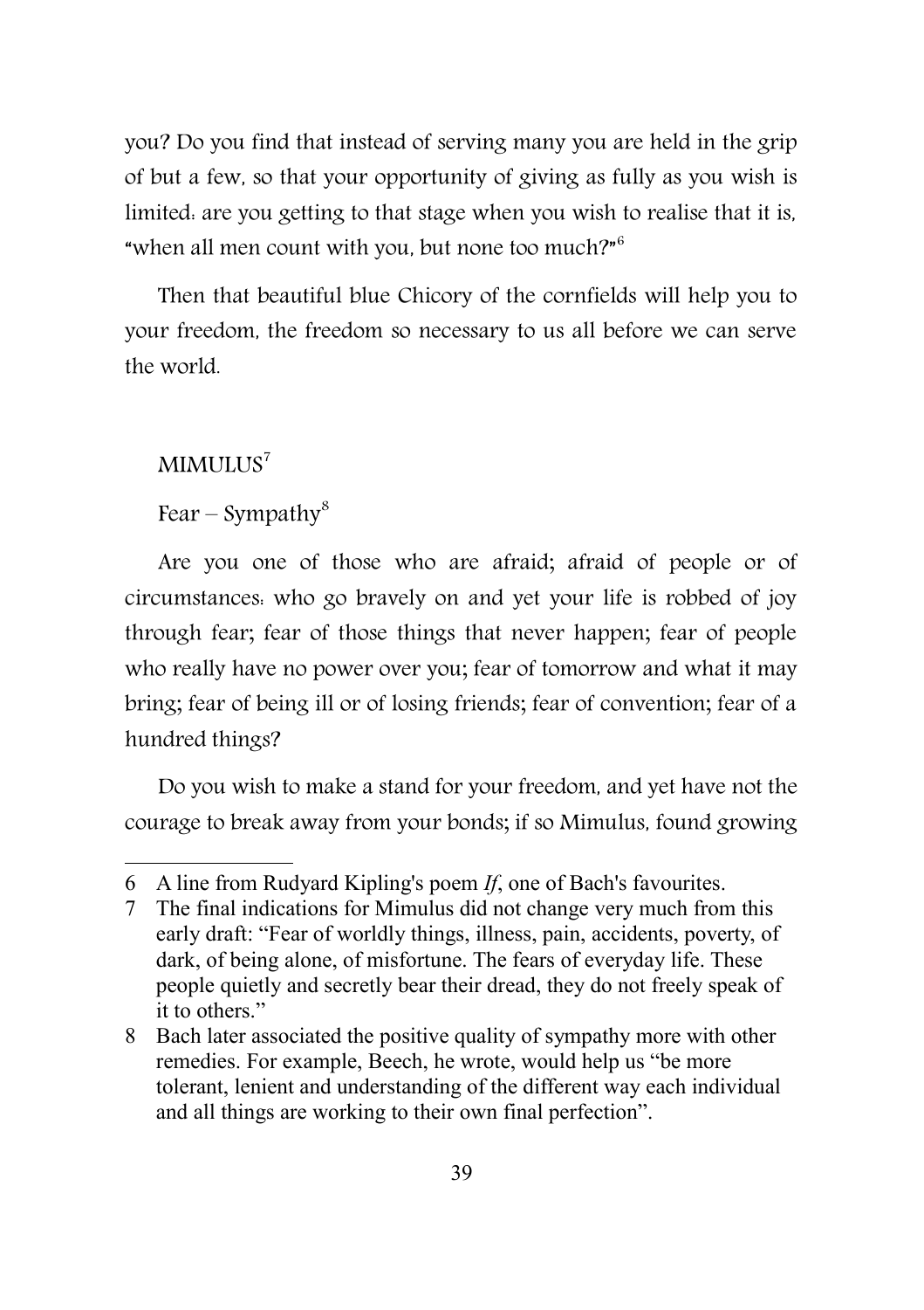you? Do you find that instead of serving many you are held in the grip of but a few, so that your opportunity of giving as fully as you wish is limited: are you getting to that stage when you wish to realise that it is, "when all men count with you, but none too much?"[6]

Then that beautiful blue Chicory of the cornfields will help you to your freedom, the freedom so necessary to us all before we can serve the world.

MIMULUS[7]

Fear – Sympathy[8]

Are you one of those who are afraid; afraid of people or of circumstances: who go bravely on and yet your life is robbed of joy through fear; fear of those things that never happen; fear of people who really have no power over you; fear of tomorrow and what it may bring; fear of being ill or of losing friends; fear of convention; fear of a hundred things?

Do you wish to make a stand for your freedom, and yet have not the courage to break away from your bonds; if so Mimulus, found growing

---

6 A line from Rudyard Kipling's poem *If*, one of Bach's favourites.

7 The final indications for Mimulus did not change very much from this early draft: "Fear of worldly things, illness, pain, accidents, poverty, of dark, of being alone, of misfortune. The fears of everyday life. These people quietly and secretly bear their dread, they do not freely speak of it to others."

8 Bach later associated the positive quality of sympathy more with other remedies. For example, Beech, he wrote, would help us "be more tolerant, lenient and understanding of the different way each individual and all things are working to their own final perfection".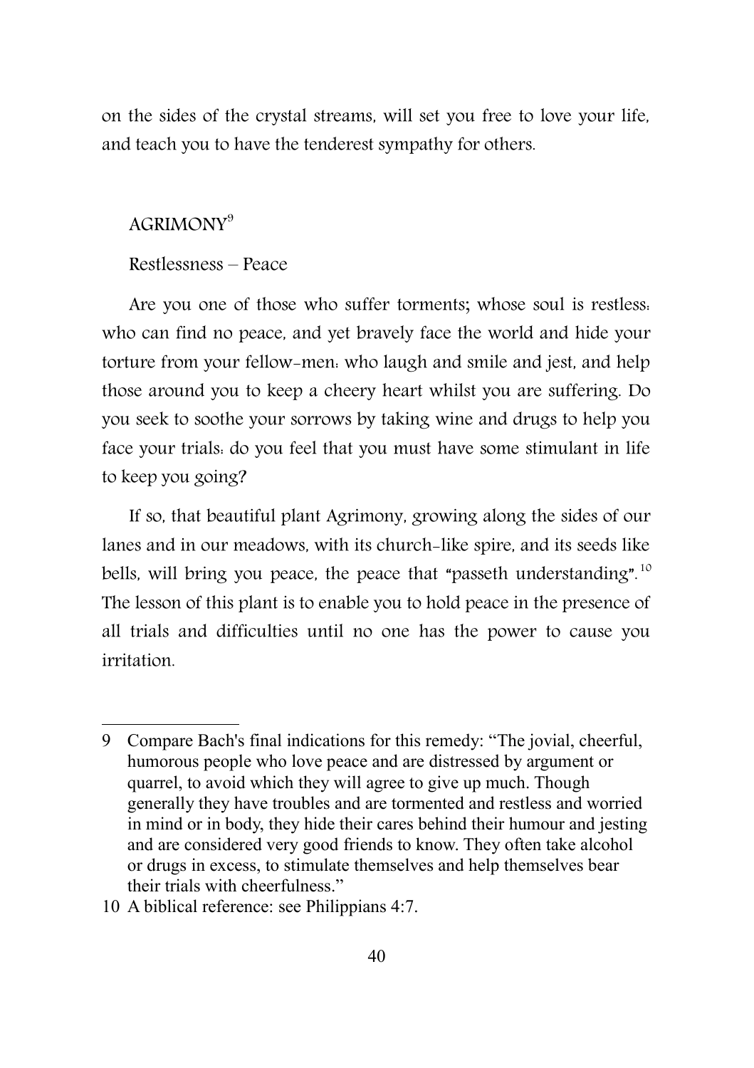on the sides of the crystal streams, will set you free to love your life, and teach you to have the tenderest sympathy for others.

## AGRIMONY[9]

Restlessness – Peace

Are you one of those who suffer torments; whose soul is restless: who can find no peace, and yet bravely face the world and hide your torture from your fellow-men: who laugh and smile and jest, and help those around you to keep a cheery heart whilst you are suffering. Do you seek to soothe your sorrows by taking wine and drugs to help you face your trials: do you feel that you must have some stimulant in life to keep you going?

If so, that beautiful plant Agrimony, growing along the sides of our lanes and in our meadows, with its church-like spire, and its seeds like bells, will bring you peace, the peace that "passeth understanding".[10] The lesson of this plant is to enable you to hold peace in the presence of all trials and difficulties until no one has the power to cause you irritation.

---

9 Compare Bach's final indications for this remedy: "The jovial, cheerful, humorous people who love peace and are distressed by argument or quarrel, to avoid which they will agree to give up much. Though generally they have troubles and are tormented and restless and worried in mind or in body, they hide their cares behind their humour and jesting and are considered very good friends to know. They often take alcohol or drugs in excess, to stimulate themselves and help themselves bear their trials with cheerfulness."

10 A biblical reference: see Philippians 4:7.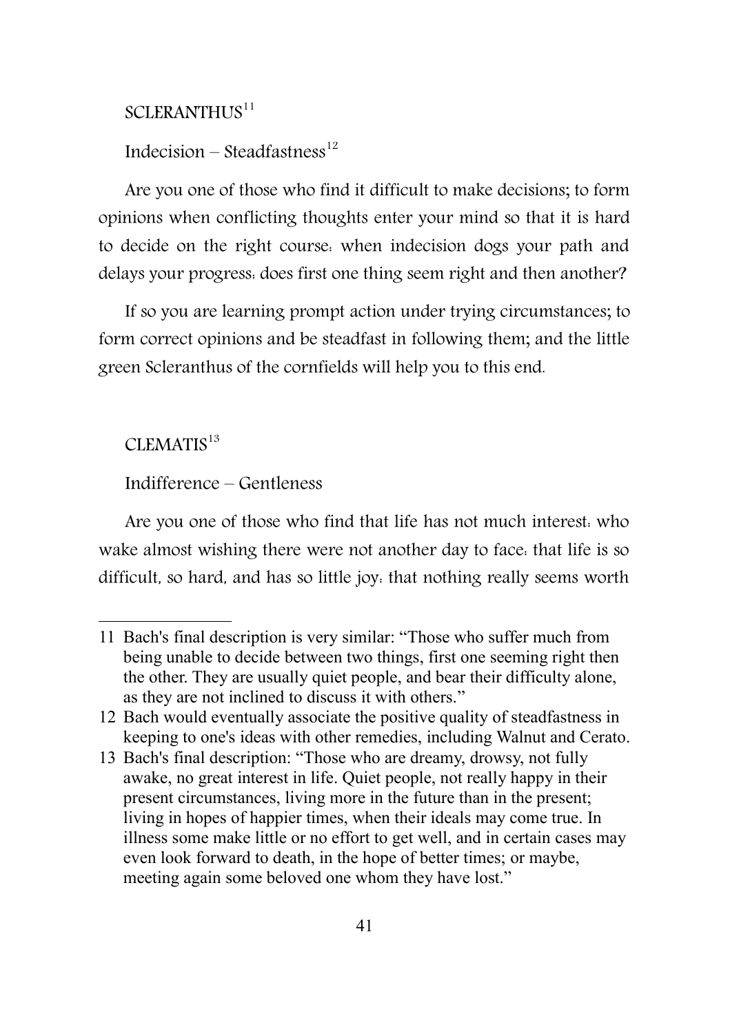## SCLERANTHUS[11]

Indecision – Steadfastness[12]

Are you one of those who find it difficult to make decisions; to form opinions when conflicting thoughts enter your mind so that it is hard to decide on the right course: when indecision dogs your path and delays your progress: does first one thing seem right and then another?

If so you are learning prompt action under trying circumstances; to form correct opinions and be steadfast in following them; and the little green Scleranthus of the cornfields will help you to this end.

## CLEMATIS[13]

Indifference – Gentleness

Are you one of those who find that life has not much interest: who wake almost wishing there were not another day to face: that life is so difficult, so hard, and has so little joy: that nothing really seems worth

---

11 Bach's final description is very similar: "Those who suffer much from being unable to decide between two things, first one seeming right then the other. They are usually quiet people, and bear their difficulty alone, as they are not inclined to discuss it with others."

12 Bach would eventually associate the positive quality of steadfastness in keeping to one's ideas with other remedies, including Walnut and Cerato.

13 Bach's final description: "Those who are dreamy, drowsy, not fully awake, no great interest in life. Quiet people, not really happy in their present circumstances, living more in the future than in the present; living in hopes of happier times, when their ideals may come true. In illness some make little or no effort to get well, and in certain cases may even look forward to death, in the hope of better times; or maybe, meeting again some beloved one whom they have lost."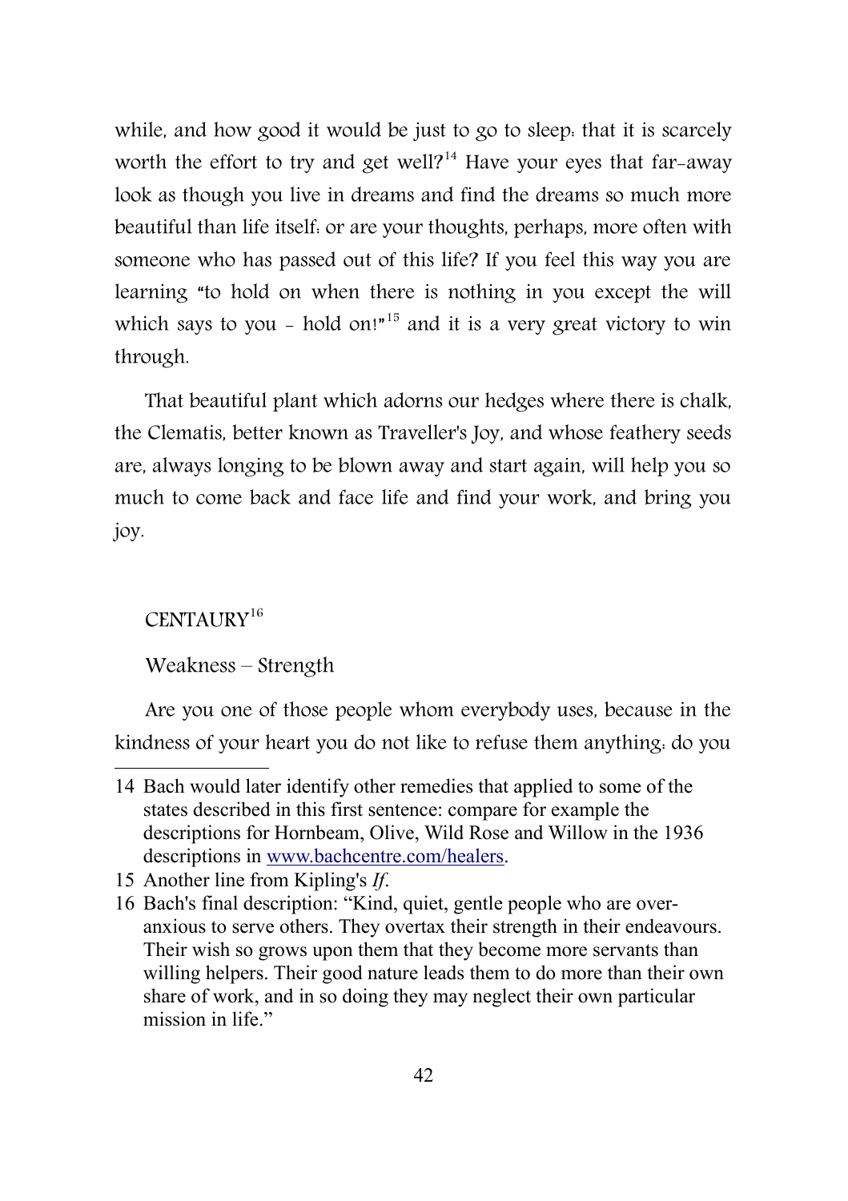while, and how good it would be just to go to sleep: that it is scarcely worth the effort to try and get well?[14] Have your eyes that far-away look as though you live in dreams and find the dreams so much more beautiful than life itself: or are your thoughts, perhaps, more often with someone who has passed out of this life? If you feel this way you are learning "to hold on when there is nothing in you except the will which says to you - hold on!"[15] and it is a very great victory to win through.

That beautiful plant which adorns our hedges where there is chalk, the Clematis, better known as Traveller's Joy, and whose feathery seeds are, always longing to be blown away and start again, will help you so much to come back and face life and find your work, and bring you joy.

## CENTAURY[16]

Weakness – Strength

Are you one of those people whom everybody uses, because in the kindness of your heart you do not like to refuse them anything: do you

---

14 Bach would later identify other remedies that applied to some of the states described in this first sentence: compare for example the descriptions for Hornbeam, Olive, Wild Rose and Willow in the 1936 descriptions in www.bachcentre.com/healers.

15 Another line from Kipling's *If*.

16 Bach's final description: "Kind, quiet, gentle people who are over-anxious to serve others. They overtax their strength in their endeavours. Their wish so grows upon them that they become more servants than willing helpers. Their good nature leads them to do more than their own share of work, and in so doing they may neglect their own particular mission in life."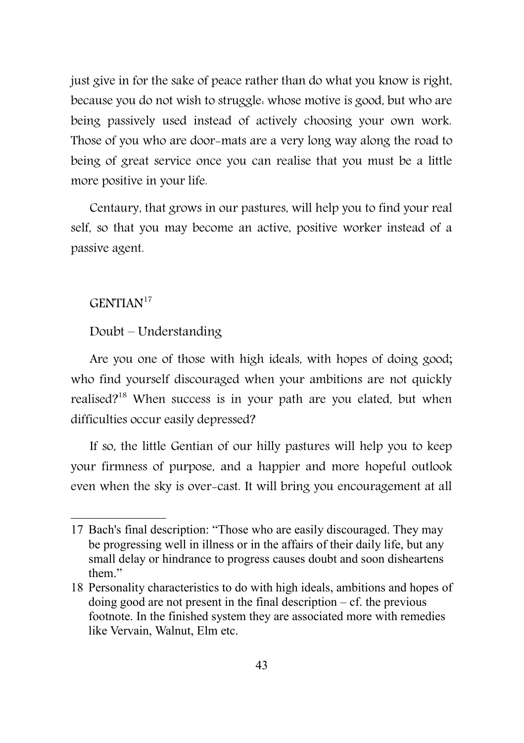just give in for the sake of peace rather than do what you know is right, because you do not wish to struggle: whose motive is good, but who are being passively used instead of actively choosing your own work. Those of you who are door-mats are a very long way along the road to being of great service once you can realise that you must be a little more positive in your life.

Centaury, that grows in our pastures, will help you to find your real self, so that you may become an active, positive worker instead of a passive agent.

### GENTIAN[17]

Doubt – Understanding

Are you one of those with high ideals, with hopes of doing good; who find yourself discouraged when your ambitions are not quickly realised?[18] When success is in your path are you elated, but when difficulties occur easily depressed?

If so, the little Gentian of our hilly pastures will help you to keep your firmness of purpose, and a happier and more hopeful outlook even when the sky is over-cast. It will bring you encouragement at all

---

17 Bach's final description: "Those who are easily discouraged. They may be progressing well in illness or in the affairs of their daily life, but any small delay or hindrance to progress causes doubt and soon disheartens them."

18 Personality characteristics to do with high ideals, ambitions and hopes of doing good are not present in the final description – cf. the previous footnote. In the finished system they are associated more with remedies like Vervain, Walnut, Elm etc.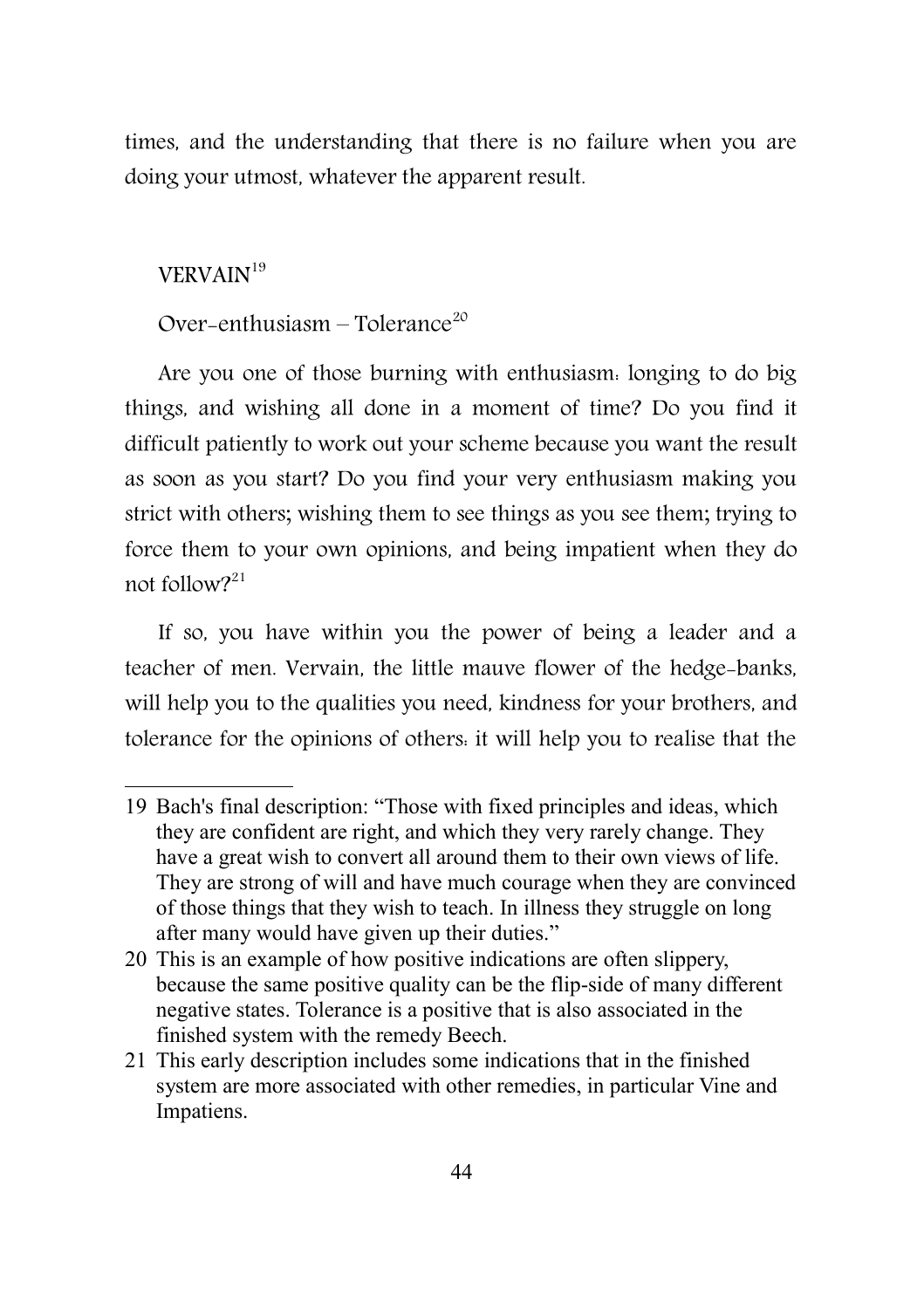times, and the understanding that there is no failure when you are doing your utmost, whatever the apparent result.

## VERVAIN[19]

Over-enthusiasm – Tolerance[20]

Are you one of those burning with enthusiasm: longing to do big things, and wishing all done in a moment of time? Do you find it difficult patiently to work out your scheme because you want the result as soon as you start? Do you find your very enthusiasm making you strict with others; wishing them to see things as you see them; trying to force them to your own opinions, and being impatient when they do not follow?[21]

If so, you have within you the power of being a leader and a teacher of men. Vervain, the little mauve flower of the hedge-banks, will help you to the qualities you need, kindness for your brothers, and tolerance for the opinions of others: it will help you to realise that the

---

19 Bach's final description: "Those with fixed principles and ideas, which they are confident are right, and which they very rarely change. They have a great wish to convert all around them to their own views of life. They are strong of will and have much courage when they are convinced of those things that they wish to teach. In illness they struggle on long after many would have given up their duties."

20 This is an example of how positive indications are often slippery, because the same positive quality can be the flip-side of many different negative states. Tolerance is a positive that is also associated in the finished system with the remedy Beech.

21 This early description includes some indications that in the finished system are more associated with other remedies, in particular Vine and Impatiens.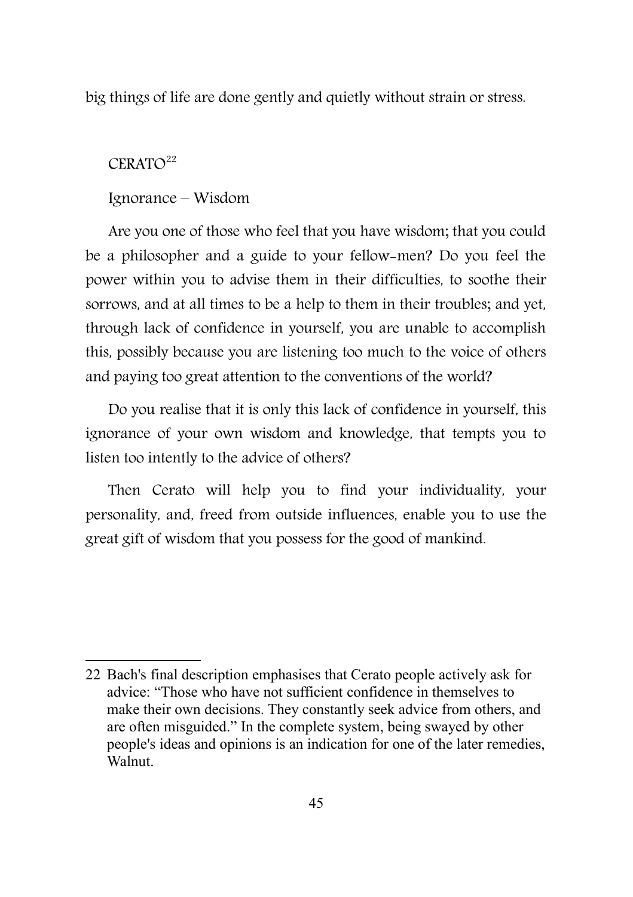big things of life are done gently and quietly without strain or stress.

## CERATO[22]

Ignorance – Wisdom

Are you one of those who feel that you have wisdom; that you could be a philosopher and a guide to your fellow-men? Do you feel the power within you to advise them in their difficulties, to soothe their sorrows, and at all times to be a help to them in their troubles; and yet, through lack of confidence in yourself, you are unable to accomplish this, possibly because you are listening too much to the voice of others and paying too great attention to the conventions of the world?

Do you realise that it is only this lack of confidence in yourself, this ignorance of your own wisdom and knowledge, that tempts you to listen too intently to the advice of others?

Then Cerato will help you to find your individuality, your personality, and, freed from outside influences, enable you to use the great gift of wisdom that you possess for the good of mankind.

---

22 Bach's final description emphasises that Cerato people actively ask for advice: "Those who have not sufficient confidence in themselves to make their own decisions. They constantly seek advice from others, and are often misguided." In the complete system, being swayed by other people's ideas and opinions is an indication for one of the later remedies, Walnut.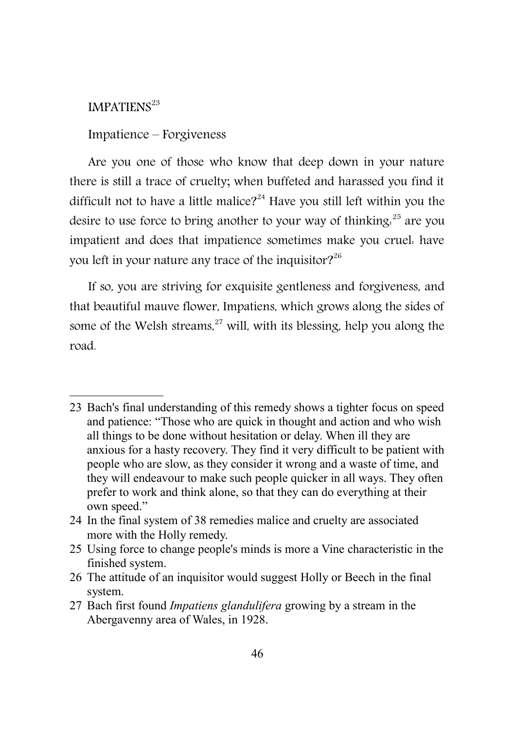## IMPATIENS[23]

Impatience – Forgiveness

Are you one of those who know that deep down in your nature there is still a trace of cruelty; when buffeted and harassed you find it difficult not to have a little malice?[24] Have you still left within you the desire to use force to bring another to your way of thinking;[25] are you impatient and does that impatience sometimes make you cruel: have you left in your nature any trace of the inquisitor?[26]

If so, you are striving for exquisite gentleness and forgiveness, and that beautiful mauve flower, Impatiens, which grows along the sides of some of the Welsh streams,[27] will, with its blessing, help you along the road.

---

23 Bach's final understanding of this remedy shows a tighter focus on speed and patience: "Those who are quick in thought and action and who wish all things to be done without hesitation or delay. When ill they are anxious for a hasty recovery. They find it very difficult to be patient with people who are slow, as they consider it wrong and a waste of time, and they will endeavour to make such people quicker in all ways. They often prefer to work and think alone, so that they can do everything at their own speed."

24 In the final system of 38 remedies malice and cruelty are associated more with the Holly remedy.

25 Using force to change people's minds is more a Vine characteristic in the finished system.

26 The attitude of an inquisitor would suggest Holly or Beech in the final system.

27 Bach first found *Impatiens glandulifera* growing by a stream in the Abergavenny area of Wales, in 1928.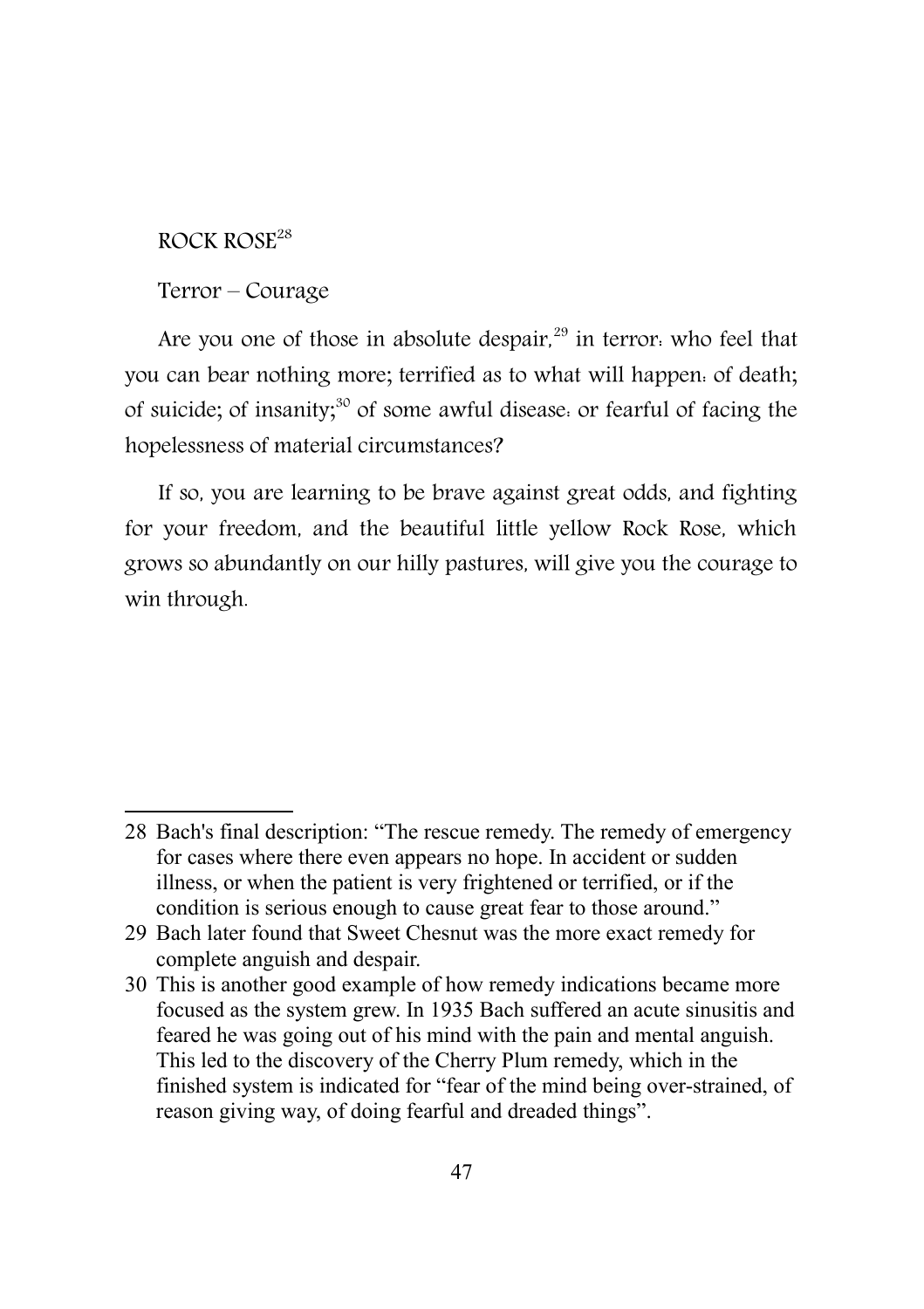## ROCK ROSE[28]

Terror – Courage

Are you one of those in absolute despair,[29] in terror: who feel that you can bear nothing more; terrified as to what will happen: of death; of suicide; of insanity;[30] of some awful disease: or fearful of facing the hopelessness of material circumstances?

If so, you are learning to be brave against great odds, and fighting for your freedom, and the beautiful little yellow Rock Rose, which grows so abundantly on our hilly pastures, will give you the courage to win through.

---

28 Bach's final description: "The rescue remedy. The remedy of emergency for cases where there even appears no hope. In accident or sudden illness, or when the patient is very frightened or terrified, or if the condition is serious enough to cause great fear to those around."

29 Bach later found that Sweet Chesnut was the more exact remedy for complete anguish and despair.

30 This is another good example of how remedy indications became more focused as the system grew. In 1935 Bach suffered an acute sinusitis and feared he was going out of his mind with the pain and mental anguish. This led to the discovery of the Cherry Plum remedy, which in the finished system is indicated for "fear of the mind being over-strained, of reason giving way, of doing fearful and dreaded things".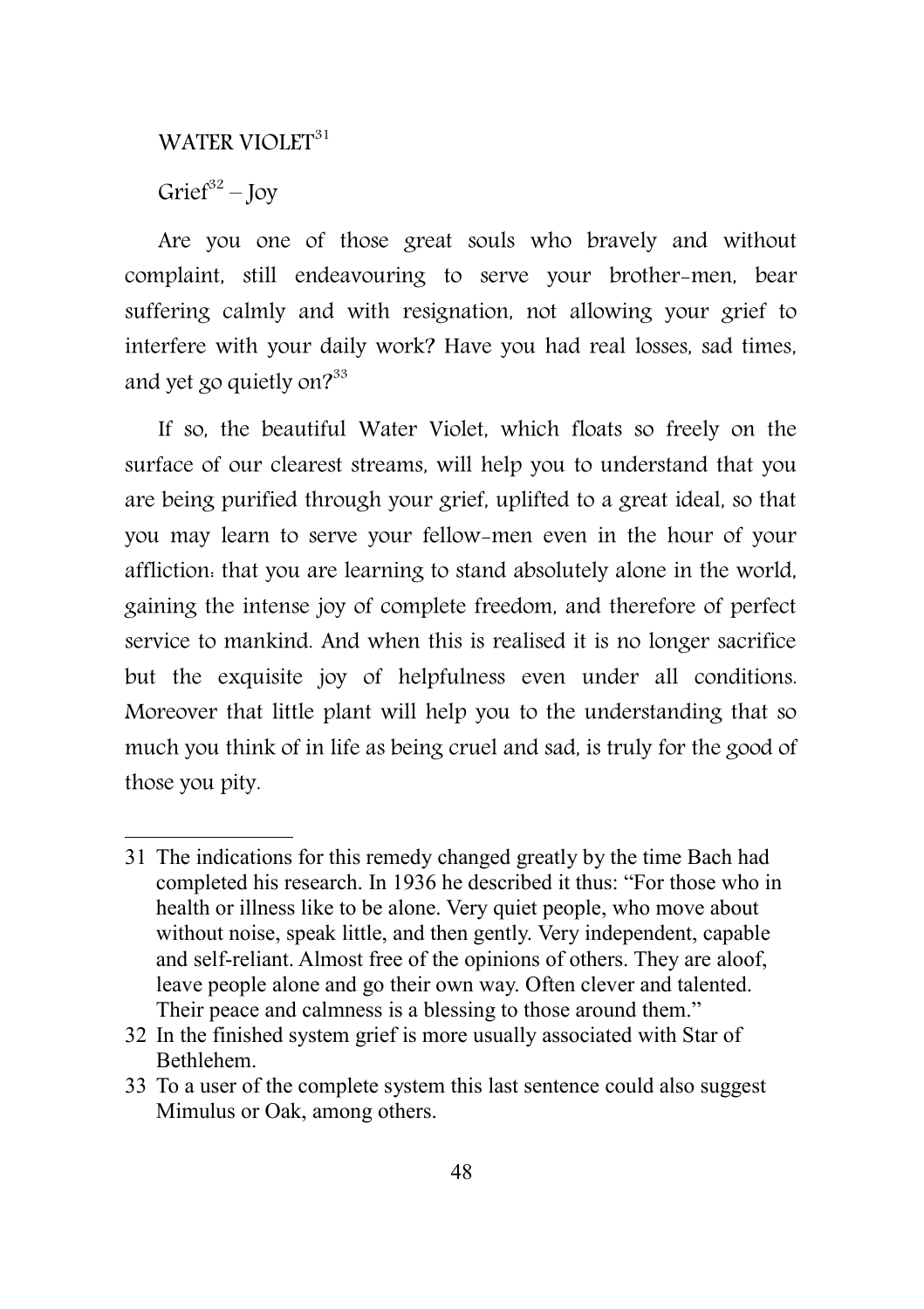## WATER VIOLET[31]

Grief[32] – Joy

Are you one of those great souls who bravely and without complaint, still endeavouring to serve your brother-men, bear suffering calmly and with resignation, not allowing your grief to interfere with your daily work? Have you had real losses, sad times, and yet go quietly on?[33]

If so, the beautiful Water Violet, which floats so freely on the surface of our clearest streams, will help you to understand that you are being purified through your grief, uplifted to a great ideal, so that you may learn to serve your fellow-men even in the hour of your affliction: that you are learning to stand absolutely alone in the world, gaining the intense joy of complete freedom, and therefore of perfect service to mankind. And when this is realised it is no longer sacrifice but the exquisite joy of helpfulness even under all conditions. Moreover that little plant will help you to the understanding that so much you think of in life as being cruel and sad, is truly for the good of those you pity.

---

31 The indications for this remedy changed greatly by the time Bach had completed his research. In 1936 he described it thus: "For those who in health or illness like to be alone. Very quiet people, who move about without noise, speak little, and then gently. Very independent, capable and self-reliant. Almost free of the opinions of others. They are aloof, leave people alone and go their own way. Often clever and talented. Their peace and calmness is a blessing to those around them."

32 In the finished system grief is more usually associated with Star of Bethlehem.

33 To a user of the complete system this last sentence could also suggest Mimulus or Oak, among others.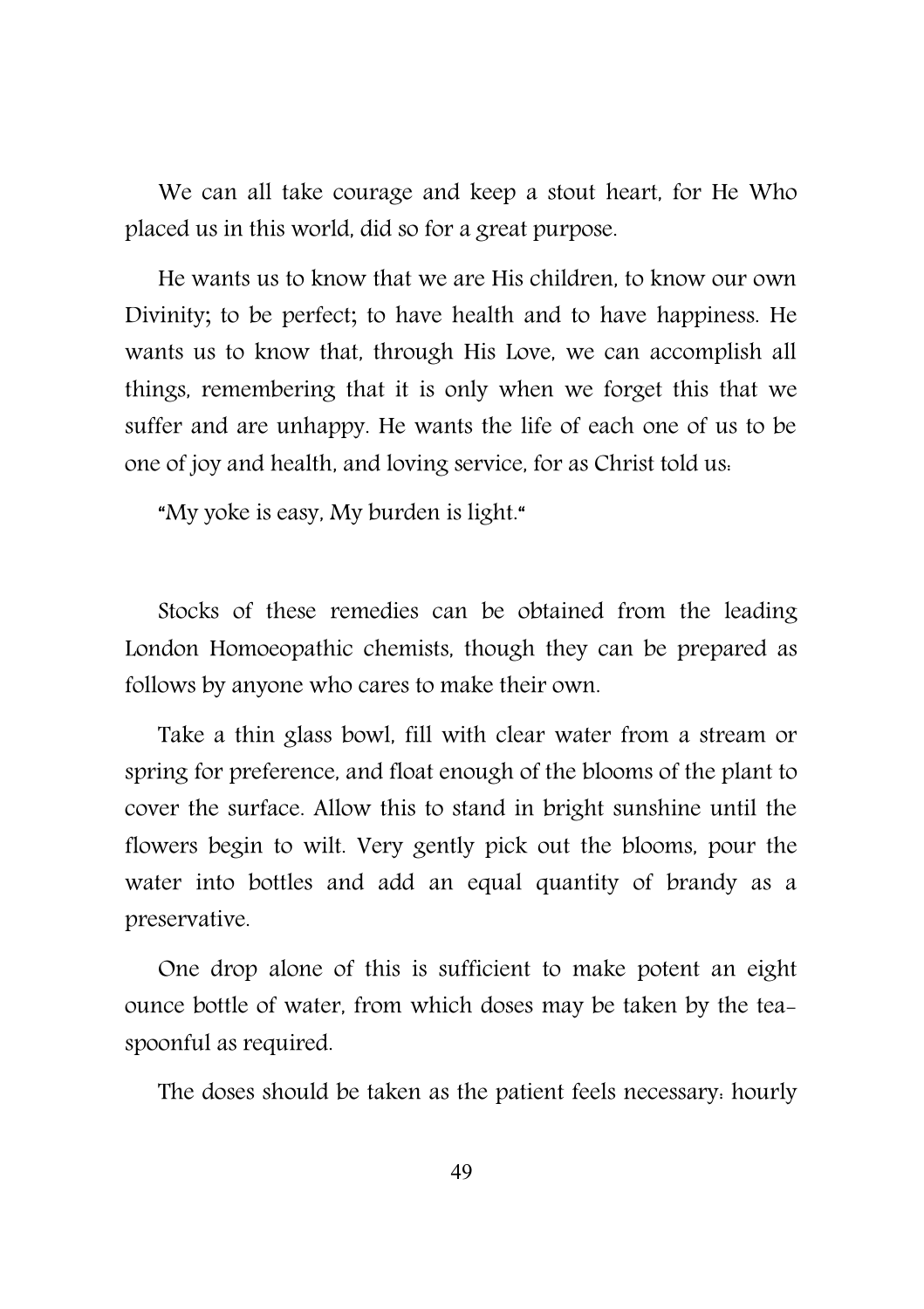We can all take courage and keep a stout heart, for He Who placed us in this world, did so for a great purpose.

He wants us to know that we are His children, to know our own Divinity; to be perfect; to have health and to have happiness. He wants us to know that, through His Love, we can accomplish all things, remembering that it is only when we forget this that we suffer and are unhappy. He wants the life of each one of us to be one of joy and health, and loving service, for as Christ told us:

"My yoke is easy, My burden is light."

Stocks of these remedies can be obtained from the leading London Homoeopathic chemists, though they can be prepared as follows by anyone who cares to make their own.

Take a thin glass bowl, fill with clear water from a stream or spring for preference, and float enough of the blooms of the plant to cover the surface. Allow this to stand in bright sunshine until the flowers begin to wilt. Very gently pick out the blooms, pour the water into bottles and add an equal quantity of brandy as a preservative.

One drop alone of this is sufficient to make potent an eight ounce bottle of water, from which doses may be taken by the tea-spoonful as required.

The doses should be taken as the patient feels necessary: hourly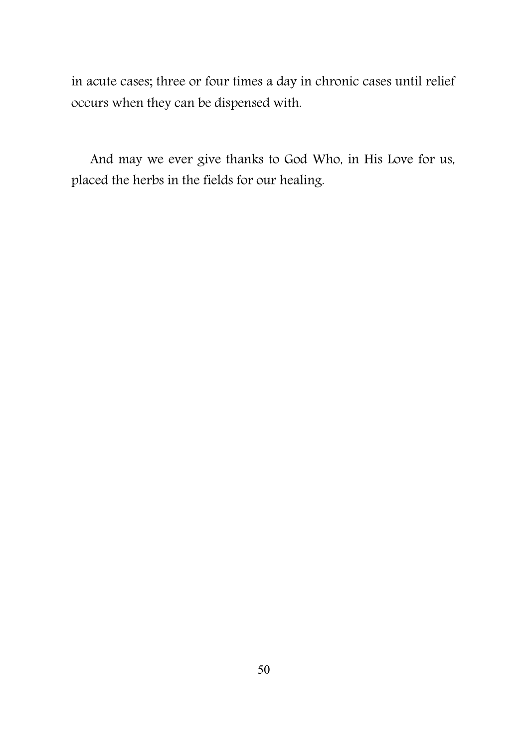in acute cases; three or four times a day in chronic cases until relief occurs when they can be dispensed with.

And may we ever give thanks to God Who, in His Love for us, placed the herbs in the fields for our healing.